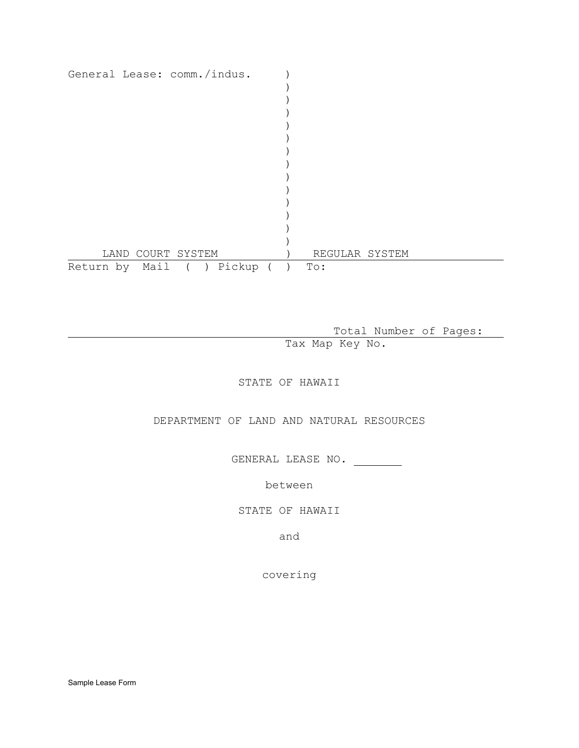General Lease: comm./indus. )

LAND COURT SYSTEM ) REGULAR SYSTEM

Return by Mail ( ) Pickup ( ) To:

Total Number of Pages:

Tax Map Key No.

STATE OF HAWAII

DEPARTMENT OF LAND AND NATURAL RESOURCES

GENERAL LEASE NO. ________

between

STATE OF HAWAII

and

covering

Sample Lease Form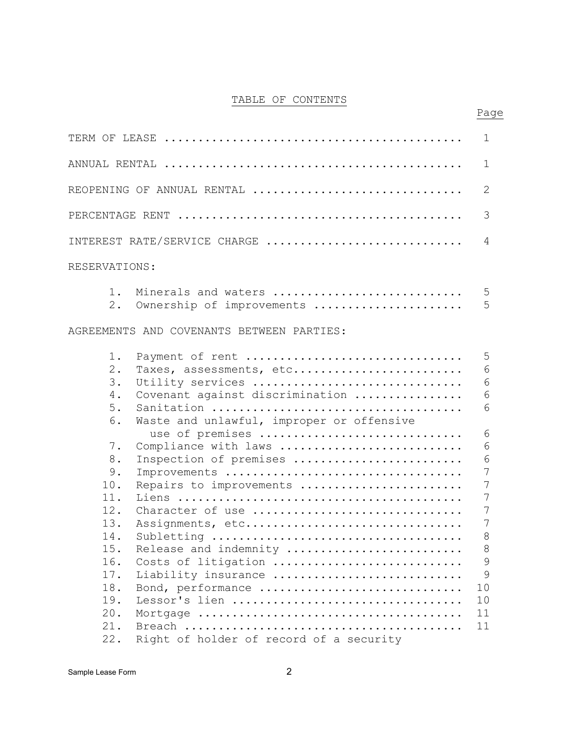# TABLE OF CONTENTS

| | Page |
|---|---|
| TERM OF LEASE | 1 |
| ANNUAL RENTAL | 1 |
| REOPENING OF ANNUAL RENTAL | 2 |
| PERCENTAGE RENT | 3 |
| INTEREST RATE/SERVICE CHARGE | 4 |
| RESERVATIONS: | |
| 1. Minerals and waters | 5 |
| 2. Ownership of improvements | 5 |
| AGREEMENTS AND COVENANTS BETWEEN PARTIES: | |
| 1. Payment of rent | 5 |
| 2. Taxes, assessments, etc. | 6 |
| 3. Utility services | 6 |
| 4. Covenant against discrimination | 6 |
| 5. Sanitation | 6 |
| 6. Waste and unlawful, improper or offensive use of premises | 6 |
| 7. Compliance with laws | 6 |
| 8. Inspection of premises | 6 |
| 9. Improvements | 7 |
| 10. Repairs to improvements | 7 |
| 11. Liens | 7 |
| 12. Character of use | 7 |
| 13. Assignments, etc. | 7 |
| 14. Subletting | 8 |
| 15. Release and indemnity | 8 |
| 16. Costs of litigation | 9 |
| 17. Liability insurance | 9 |
| 18. Bond, performance | 10 |
| 19. Lessor's lien | 10 |
| 20. Mortgage | 11 |
| 21. Breach | 11 |
| 22. Right of holder of record of a security | |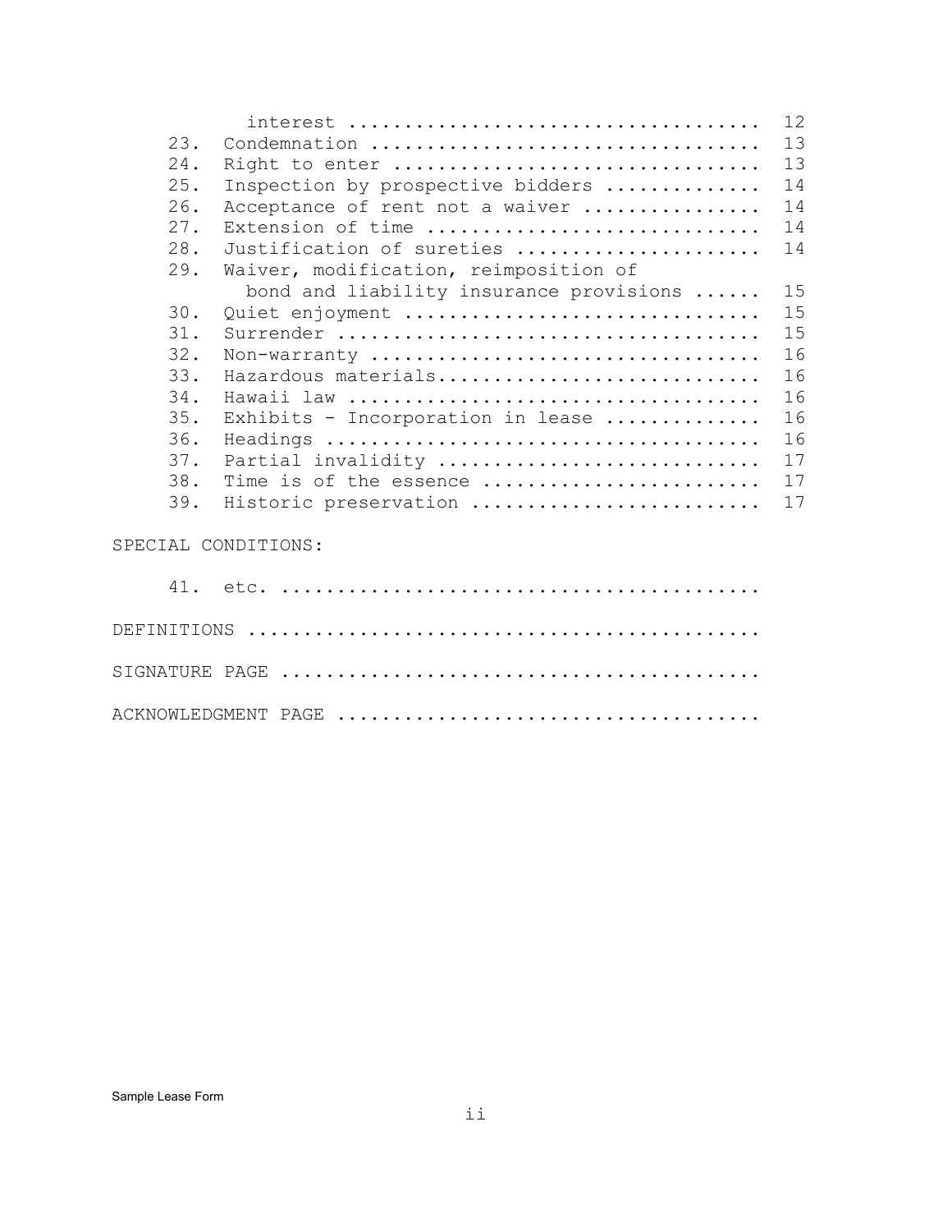| | | |
|---|---|---|
| | interest | 12 |
| 23. | Condemnation | 13 |
| 24. | Right to enter | 13 |
| 25. | Inspection by prospective bidders | 14 |
| 26. | Acceptance of rent not a waiver | 14 |
| 27. | Extension of time | 14 |
| 28. | Justification of sureties | 14 |
| 29. | Waiver, modification, reimposition of bond and liability insurance provisions | 15 |
| 30. | Quiet enjoyment | 15 |
| 31. | Surrender | 15 |
| 32. | Non-warranty | 16 |
| 33. | Hazardous materials | 16 |
| 34. | Hawaii law | 16 |
| 35. | Exhibits - Incorporation in lease | 16 |
| 36. | Headings | 16 |
| 37. | Partial invalidity | 17 |
| 38. | Time is of the essence | 17 |
| 39. | Historic preservation | 17 |

SPECIAL CONDITIONS:

41. etc. ..........................................

DEFINITIONS ..........................................

SIGNATURE PAGE ..........................................

ACKNOWLEDGMENT PAGE ..........................................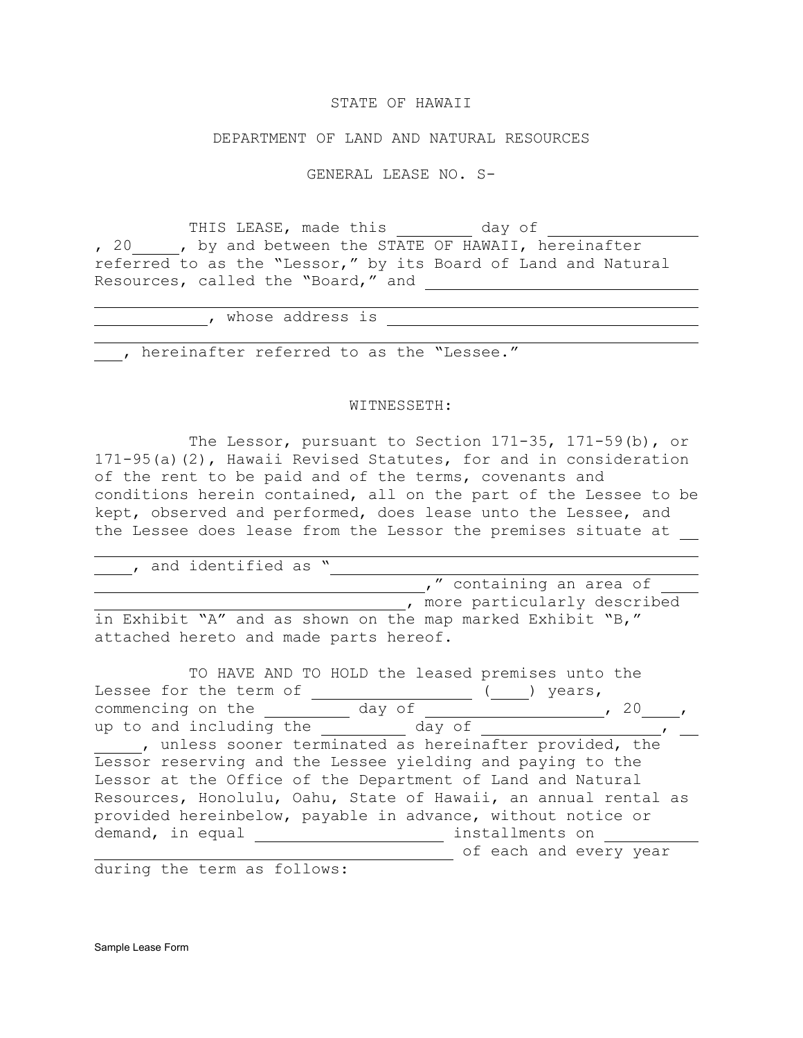STATE OF HAWAII

DEPARTMENT OF LAND AND NATURAL RESOURCES

GENERAL LEASE NO. S-

THIS LEASE, made this ________ day of ________________, 20_____, by and between the STATE OF HAWAII, hereinafter referred to as the "Lessor," by its Board of Land and Natural Resources, called the "Board," and ______________________________ ______________________________, whose address is ______________________________ ______________________________, hereinafter referred to as the "Lessee."

WITNESSETH:

The Lessor, pursuant to Section 171-35, 171-59(b), or 171-95(a)(2), Hawaii Revised Statutes, for and in consideration of the rent to be paid and of the terms, covenants and conditions herein contained, all on the part of the Lessee to be kept, observed and performed, does lease unto the Lessee, and the Lessee does lease from the Lessor the premises situate at ______________________________, and identified as "______________________________," containing an area of ______________________________, more particularly described in Exhibit "A" and as shown on the map marked Exhibit "B," attached hereto and made parts hereof.

TO HAVE AND TO HOLD the leased premises unto the Lessee for the term of ________________ (____) years, commencing on the _________ day of ___________________, 20____, up to and including the _________ day of ___________________, ________, unless sooner terminated as hereinafter provided, the Lessor reserving and the Lessee yielding and paying to the Lessor at the Office of the Department of Land and Natural Resources, Honolulu, Oahu, State of Hawaii, an annual rental as provided hereinbelow, payable in advance, without notice or demand, in equal ____________________ installments on ______________________________ of each and every year during the term as follows: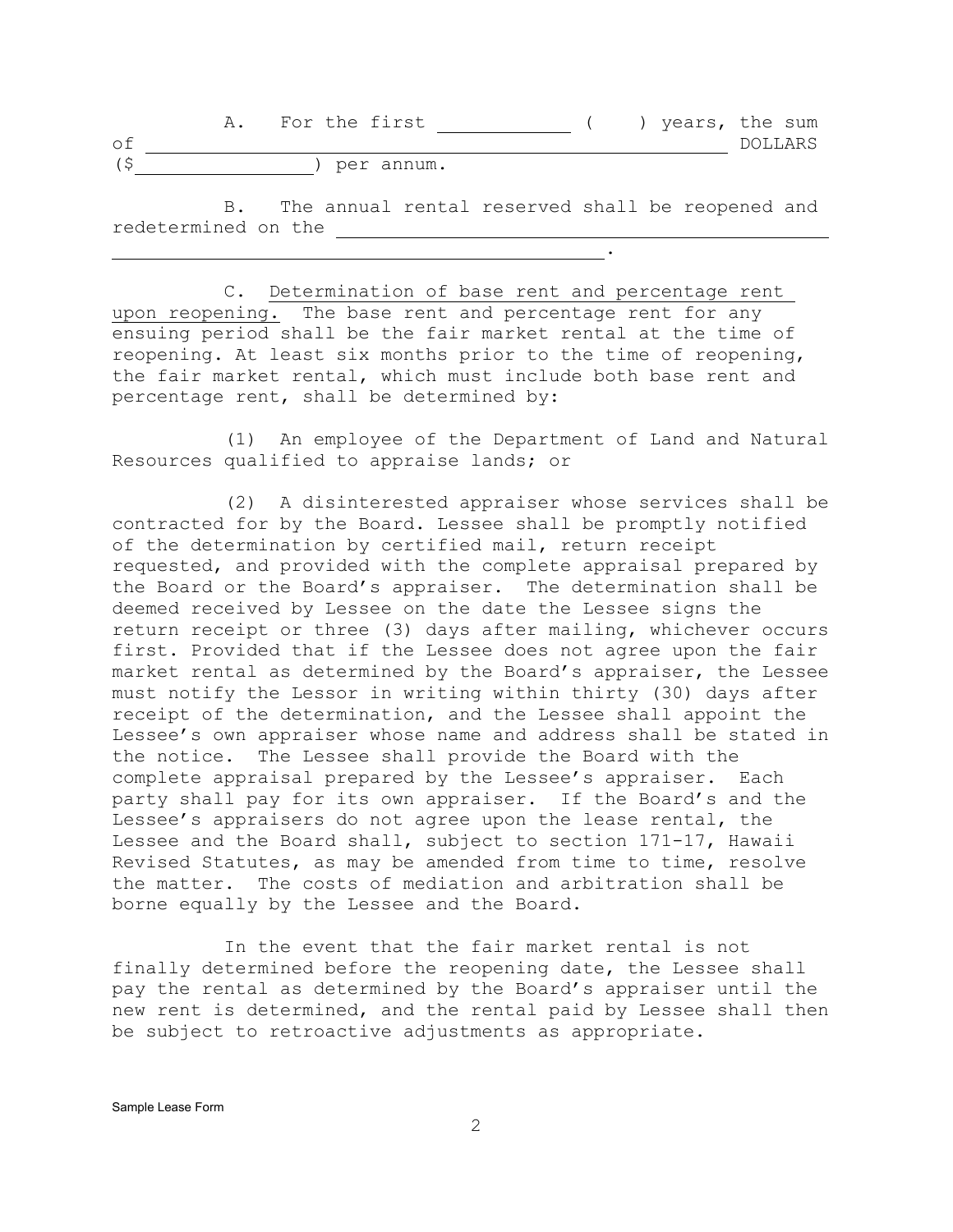A. For the first ____________ (   ) years, the sum of ________________________________________________ DOLLARS ($________________) per annum.

B. The annual rental reserved shall be reopened and redetermined on the ______________________________________________ ______________________________________________.

C. Determination of base rent and percentage rent upon reopening. The base rent and percentage rent for any ensuing period shall be the fair market rental at the time of reopening. At least six months prior to the time of reopening, the fair market rental, which must include both base rent and percentage rent, shall be determined by:

(1) An employee of the Department of Land and Natural Resources qualified to appraise lands; or

(2) A disinterested appraiser whose services shall be contracted for by the Board. Lessee shall be promptly notified of the determination by certified mail, return receipt requested, and provided with the complete appraisal prepared by the Board or the Board's appraiser. The determination shall be deemed received by Lessee on the date the Lessee signs the return receipt or three (3) days after mailing, whichever occurs first. Provided that if the Lessee does not agree upon the fair market rental as determined by the Board's appraiser, the Lessee must notify the Lessor in writing within thirty (30) days after receipt of the determination, and the Lessee shall appoint the Lessee's own appraiser whose name and address shall be stated in the notice. The Lessee shall provide the Board with the complete appraisal prepared by the Lessee's appraiser. Each party shall pay for its own appraiser. If the Board's and the Lessee's appraisers do not agree upon the lease rental, the Lessee and the Board shall, subject to section 171-17, Hawaii Revised Statutes, as may be amended from time to time, resolve the matter. The costs of mediation and arbitration shall be borne equally by the Lessee and the Board.

In the event that the fair market rental is not finally determined before the reopening date, the Lessee shall pay the rental as determined by the Board's appraiser until the new rent is determined, and the rental paid by Lessee shall then be subject to retroactive adjustments as appropriate.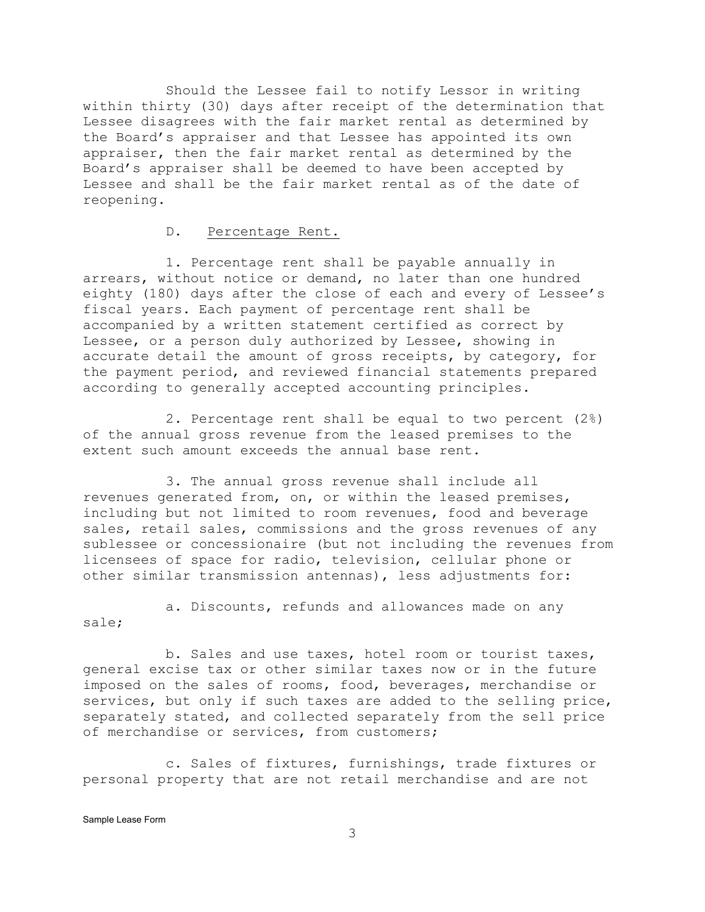Should the Lessee fail to notify Lessor in writing within thirty (30) days after receipt of the determination that Lessee disagrees with the fair market rental as determined by the Board's appraiser and that Lessee has appointed its own appraiser, then the fair market rental as determined by the Board's appraiser shall be deemed to have been accepted by Lessee and shall be the fair market rental as of the date of reopening.

D. <u>Percentage Rent.</u>

1. Percentage rent shall be payable annually in arrears, without notice or demand, no later than one hundred eighty (180) days after the close of each and every of Lessee's fiscal years. Each payment of percentage rent shall be accompanied by a written statement certified as correct by Lessee, or a person duly authorized by Lessee, showing in accurate detail the amount of gross receipts, by category, for the payment period, and reviewed financial statements prepared according to generally accepted accounting principles.

2. Percentage rent shall be equal to two percent (2%) of the annual gross revenue from the leased premises to the extent such amount exceeds the annual base rent.

3. The annual gross revenue shall include all revenues generated from, on, or within the leased premises, including but not limited to room revenues, food and beverage sales, retail sales, commissions and the gross revenues of any sublessee or concessionaire (but not including the revenues from licensees of space for radio, television, cellular phone or other similar transmission antennas), less adjustments for:

a. Discounts, refunds and allowances made on any sale;

b. Sales and use taxes, hotel room or tourist taxes, general excise tax or other similar taxes now or in the future imposed on the sales of rooms, food, beverages, merchandise or services, but only if such taxes are added to the selling price, separately stated, and collected separately from the sell price of merchandise or services, from customers;

c. Sales of fixtures, furnishings, trade fixtures or personal property that are not retail merchandise and are not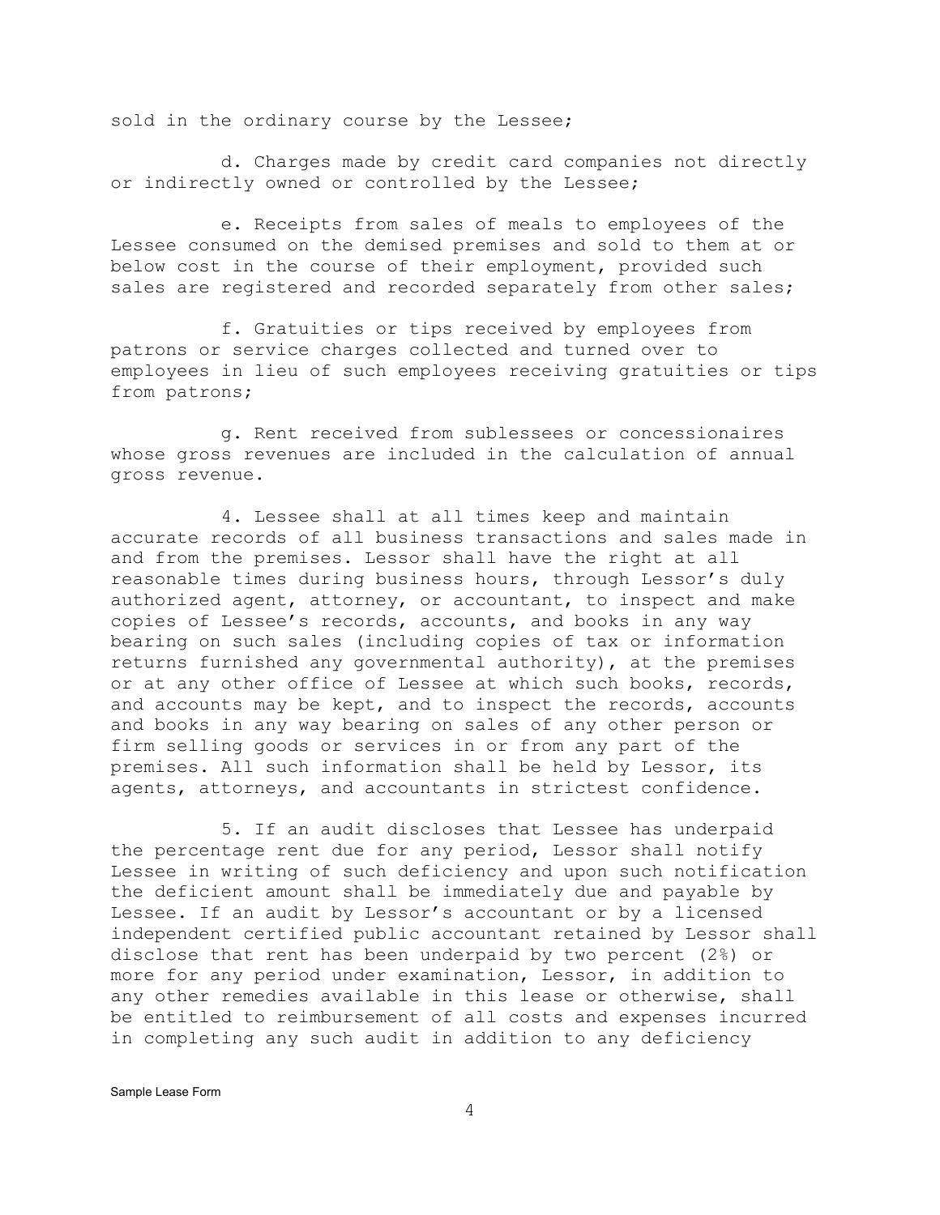sold in the ordinary course by the Lessee;

d. Charges made by credit card companies not directly or indirectly owned or controlled by the Lessee;

e. Receipts from sales of meals to employees of the Lessee consumed on the demised premises and sold to them at or below cost in the course of their employment, provided such sales are registered and recorded separately from other sales;

f. Gratuities or tips received by employees from patrons or service charges collected and turned over to employees in lieu of such employees receiving gratuities or tips from patrons;

g. Rent received from sublessees or concessionaires whose gross revenues are included in the calculation of annual gross revenue.

4. Lessee shall at all times keep and maintain accurate records of all business transactions and sales made in and from the premises. Lessor shall have the right at all reasonable times during business hours, through Lessor's duly authorized agent, attorney, or accountant, to inspect and make copies of Lessee's records, accounts, and books in any way bearing on such sales (including copies of tax or information returns furnished any governmental authority), at the premises or at any other office of Lessee at which such books, records, and accounts may be kept, and to inspect the records, accounts and books in any way bearing on sales of any other person or firm selling goods or services in or from any part of the premises. All such information shall be held by Lessor, its agents, attorneys, and accountants in strictest confidence.

5. If an audit discloses that Lessee has underpaid the percentage rent due for any period, Lessor shall notify Lessee in writing of such deficiency and upon such notification the deficient amount shall be immediately due and payable by Lessee. If an audit by Lessor's accountant or by a licensed independent certified public accountant retained by Lessor shall disclose that rent has been underpaid by two percent (2%) or more for any period under examination, Lessor, in addition to any other remedies available in this lease or otherwise, shall be entitled to reimbursement of all costs and expenses incurred in completing any such audit in addition to any deficiency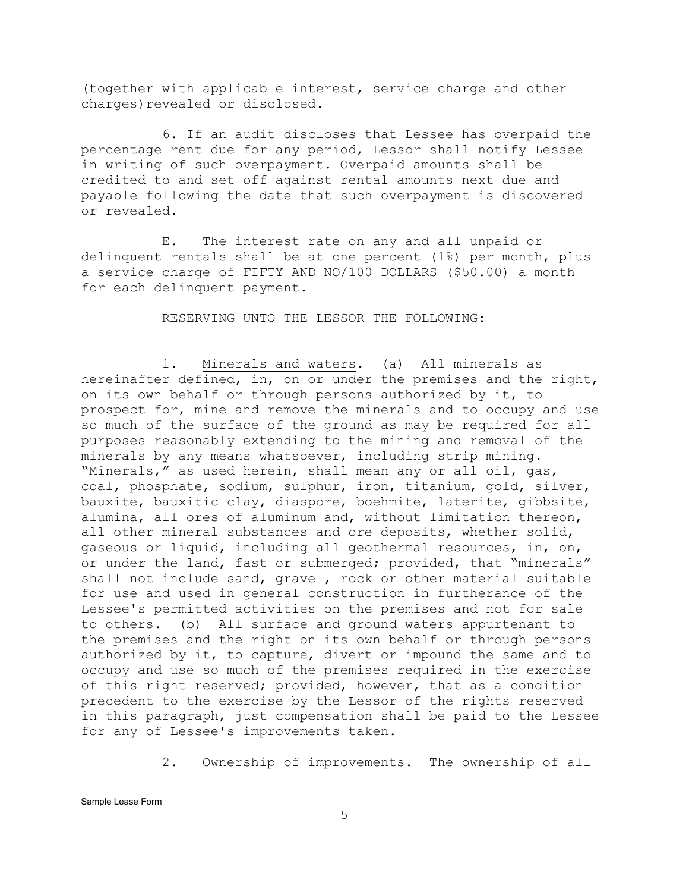(together with applicable interest, service charge and other charges)revealed or disclosed.

6. If an audit discloses that Lessee has overpaid the percentage rent due for any period, Lessor shall notify Lessee in writing of such overpayment. Overpaid amounts shall be credited to and set off against rental amounts next due and payable following the date that such overpayment is discovered or revealed.

E. The interest rate on any and all unpaid or delinquent rentals shall be at one percent (1%) per month, plus a service charge of FIFTY AND NO/100 DOLLARS ($50.00) a month for each delinquent payment.

RESERVING UNTO THE LESSOR THE FOLLOWING:

1. Minerals and waters. (a) All minerals as hereinafter defined, in, on or under the premises and the right, on its own behalf or through persons authorized by it, to prospect for, mine and remove the minerals and to occupy and use so much of the surface of the ground as may be required for all purposes reasonably extending to the mining and removal of the minerals by any means whatsoever, including strip mining. "Minerals," as used herein, shall mean any or all oil, gas, coal, phosphate, sodium, sulphur, iron, titanium, gold, silver, bauxite, bauxitic clay, diaspore, boehmite, laterite, gibbsite, alumina, all ores of aluminum and, without limitation thereon, all other mineral substances and ore deposits, whether solid, gaseous or liquid, including all geothermal resources, in, on, or under the land, fast or submerged; provided, that "minerals" shall not include sand, gravel, rock or other material suitable for use and used in general construction in furtherance of the Lessee's permitted activities on the premises and not for sale to others. (b) All surface and ground waters appurtenant to the premises and the right on its own behalf or through persons authorized by it, to capture, divert or impound the same and to occupy and use so much of the premises required in the exercise of this right reserved; provided, however, that as a condition precedent to the exercise by the Lessor of the rights reserved in this paragraph, just compensation shall be paid to the Lessee for any of Lessee's improvements taken.

2. Ownership of improvements. The ownership of all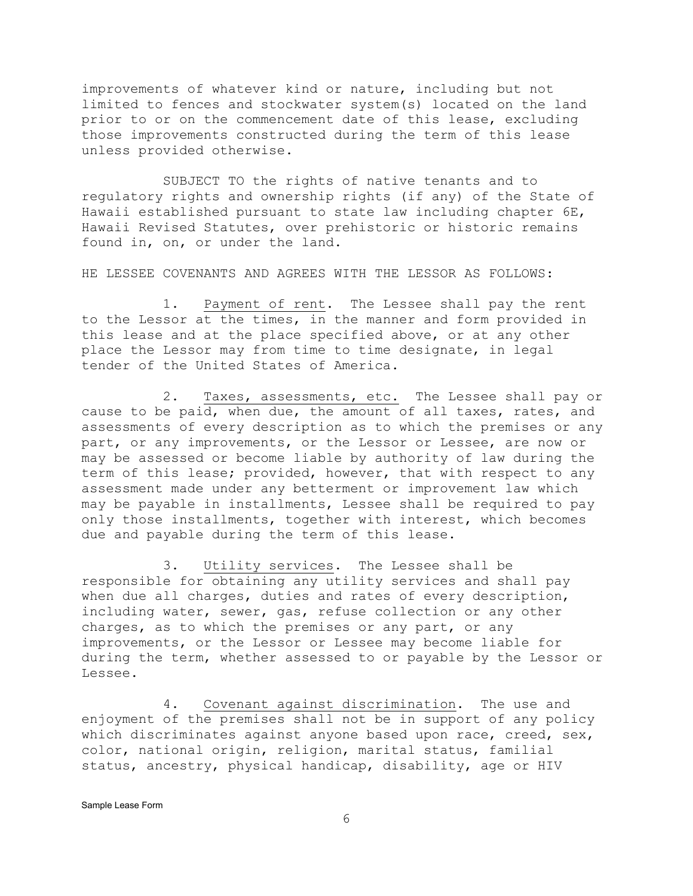improvements of whatever kind or nature, including but not limited to fences and stockwater system(s) located on the land prior to or on the commencement date of this lease, excluding those improvements constructed during the term of this lease unless provided otherwise.

SUBJECT TO the rights of native tenants and to regulatory rights and ownership rights (if any) of the State of Hawaii established pursuant to state law including chapter 6E, Hawaii Revised Statutes, over prehistoric or historic remains found in, on, or under the land.

HE LESSEE COVENANTS AND AGREES WITH THE LESSOR AS FOLLOWS:

1. <u>Payment of rent</u>. The Lessee shall pay the rent to the Lessor at the times, in the manner and form provided in this lease and at the place specified above, or at any other place the Lessor may from time to time designate, in legal tender of the United States of America.

2. <u>Taxes, assessments, etc.</u> The Lessee shall pay or cause to be paid, when due, the amount of all taxes, rates, and assessments of every description as to which the premises or any part, or any improvements, or the Lessor or Lessee, are now or may be assessed or become liable by authority of law during the term of this lease; provided, however, that with respect to any assessment made under any betterment or improvement law which may be payable in installments, Lessee shall be required to pay only those installments, together with interest, which becomes due and payable during the term of this lease.

3. <u>Utility services</u>. The Lessee shall be responsible for obtaining any utility services and shall pay when due all charges, duties and rates of every description, including water, sewer, gas, refuse collection or any other charges, as to which the premises or any part, or any improvements, or the Lessor or Lessee may become liable for during the term, whether assessed to or payable by the Lessor or Lessee.

4. <u>Covenant against discrimination</u>. The use and enjoyment of the premises shall not be in support of any policy which discriminates against anyone based upon race, creed, sex, color, national origin, religion, marital status, familial status, ancestry, physical handicap, disability, age or HIV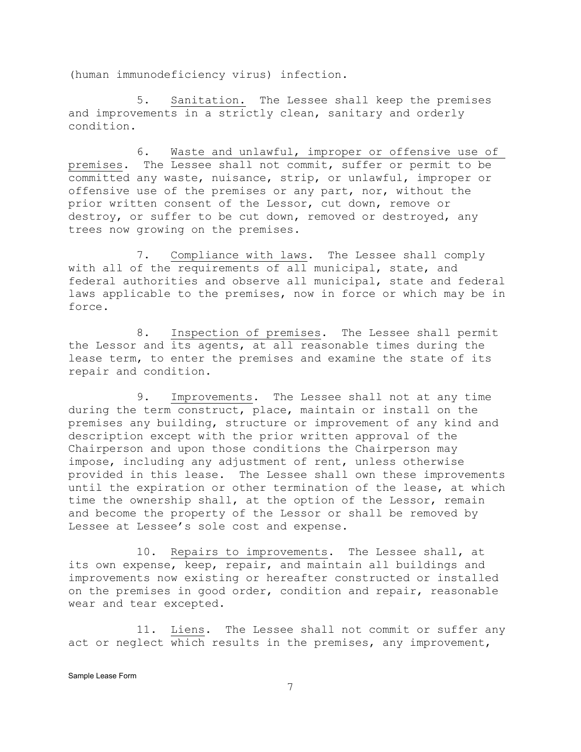(human immunodeficiency virus) infection.

5. Sanitation. The Lessee shall keep the premises and improvements in a strictly clean, sanitary and orderly condition.

6. Waste and unlawful, improper or offensive use of premises. The Lessee shall not commit, suffer or permit to be committed any waste, nuisance, strip, or unlawful, improper or offensive use of the premises or any part, nor, without the prior written consent of the Lessor, cut down, remove or destroy, or suffer to be cut down, removed or destroyed, any trees now growing on the premises.

7. Compliance with laws. The Lessee shall comply with all of the requirements of all municipal, state, and federal authorities and observe all municipal, state and federal laws applicable to the premises, now in force or which may be in force.

8. Inspection of premises. The Lessee shall permit the Lessor and its agents, at all reasonable times during the lease term, to enter the premises and examine the state of its repair and condition.

9. Improvements. The Lessee shall not at any time during the term construct, place, maintain or install on the premises any building, structure or improvement of any kind and description except with the prior written approval of the Chairperson and upon those conditions the Chairperson may impose, including any adjustment of rent, unless otherwise provided in this lease. The Lessee shall own these improvements until the expiration or other termination of the lease, at which time the ownership shall, at the option of the Lessor, remain and become the property of the Lessor or shall be removed by Lessee at Lessee's sole cost and expense.

10. Repairs to improvements. The Lessee shall, at its own expense, keep, repair, and maintain all buildings and improvements now existing or hereafter constructed or installed on the premises in good order, condition and repair, reasonable wear and tear excepted.

11. Liens. The Lessee shall not commit or suffer any act or neglect which results in the premises, any improvement,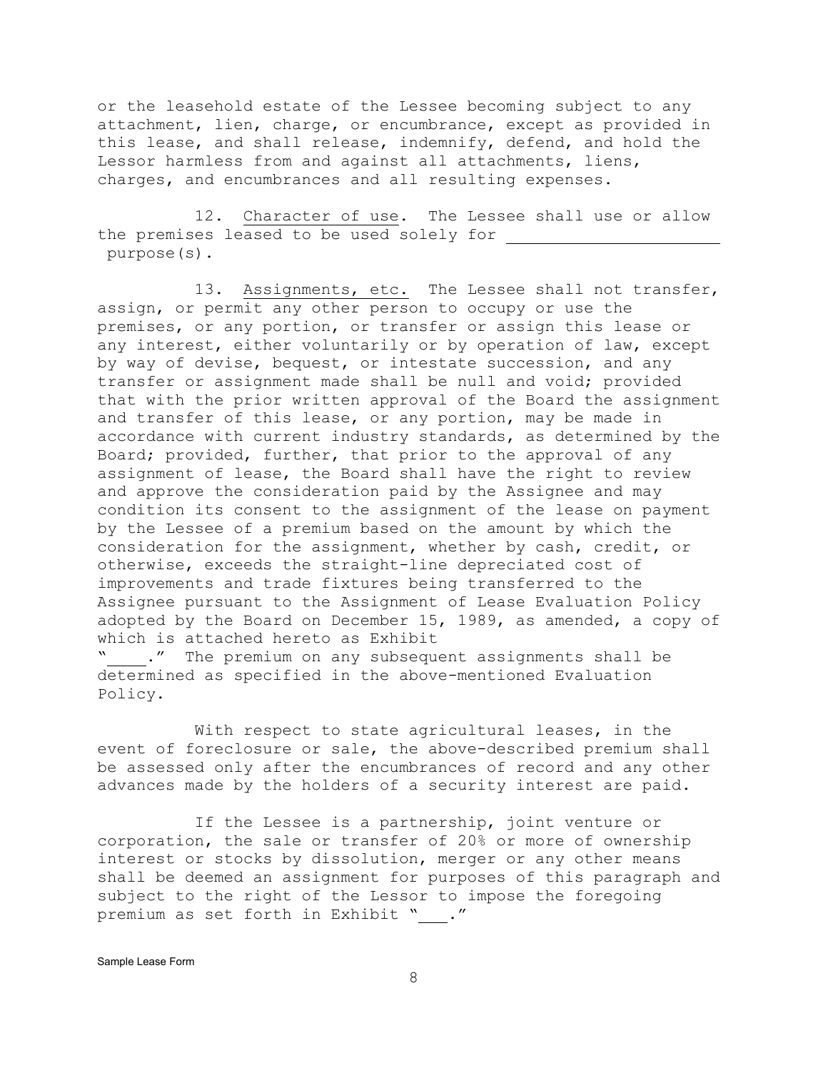or the leasehold estate of the Lessee becoming subject to any attachment, lien, charge, or encumbrance, except as provided in this lease, and shall release, indemnify, defend, and hold the Lessor harmless from and against all attachments, liens, charges, and encumbrances and all resulting expenses.

12. Character of use. The Lessee shall use or allow the premises leased to be used solely for ______________________ purpose(s).

13. Assignments, etc. The Lessee shall not transfer, assign, or permit any other person to occupy or use the premises, or any portion, or transfer or assign this lease or any interest, either voluntarily or by operation of law, except by way of devise, bequest, or intestate succession, and any transfer or assignment made shall be null and void; provided that with the prior written approval of the Board the assignment and transfer of this lease, or any portion, may be made in accordance with current industry standards, as determined by the Board; provided, further, that prior to the approval of any assignment of lease, the Board shall have the right to review and approve the consideration paid by the Assignee and may condition its consent to the assignment of the lease on payment by the Lessee of a premium based on the amount by which the consideration for the assignment, whether by cash, credit, or otherwise, exceeds the straight-line depreciated cost of improvements and trade fixtures being transferred to the Assignee pursuant to the Assignment of Lease Evaluation Policy adopted by the Board on December 15, 1989, as amended, a copy of which is attached hereto as Exhibit "____." The premium on any subsequent assignments shall be determined as specified in the above-mentioned Evaluation Policy.

With respect to state agricultural leases, in the event of foreclosure or sale, the above-described premium shall be assessed only after the encumbrances of record and any other advances made by the holders of a security interest are paid.

If the Lessee is a partnership, joint venture or corporation, the sale or transfer of 20% or more of ownership interest or stocks by dissolution, merger or any other means shall be deemed an assignment for purposes of this paragraph and subject to the right of the Lessor to impose the foregoing premium as set forth in Exhibit "___."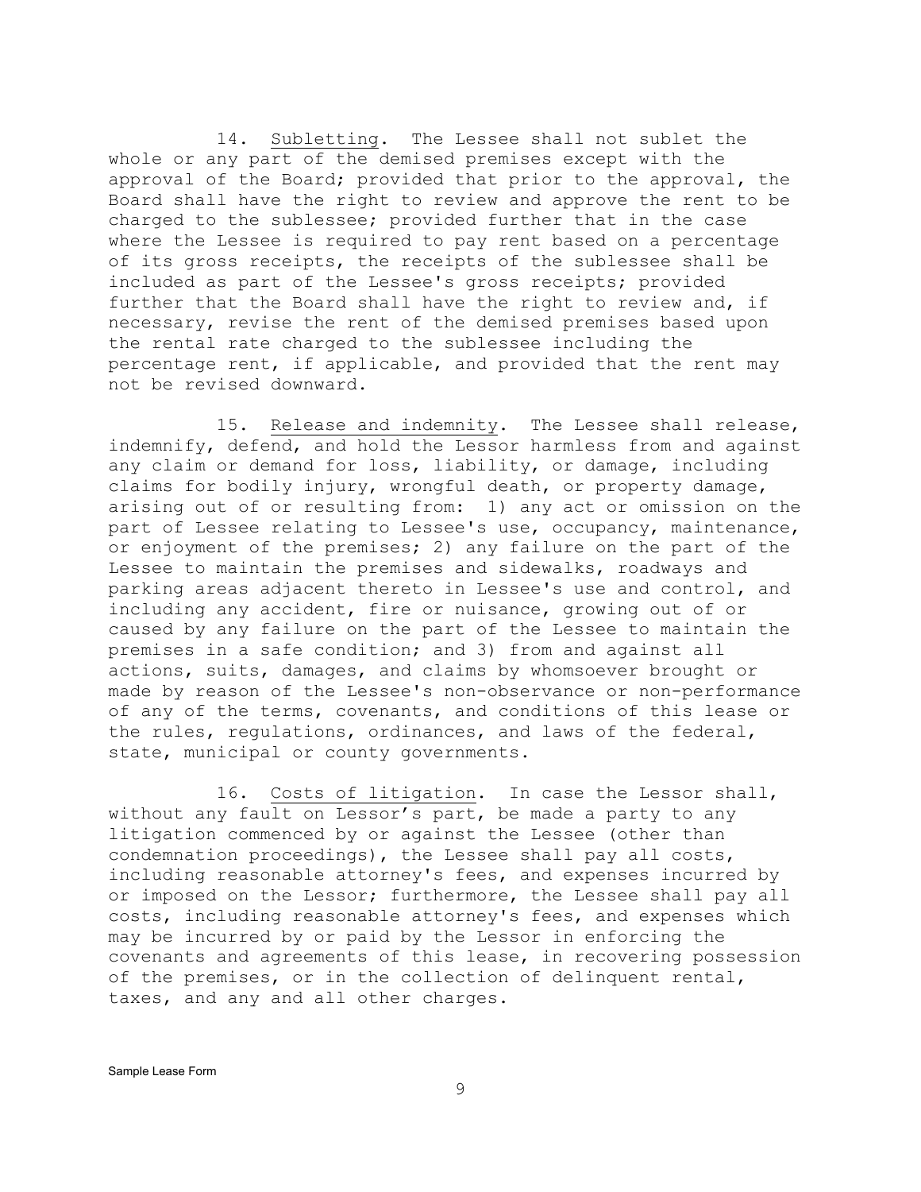14. Subletting. The Lessee shall not sublet the whole or any part of the demised premises except with the approval of the Board; provided that prior to the approval, the Board shall have the right to review and approve the rent to be charged to the sublessee; provided further that in the case where the Lessee is required to pay rent based on a percentage of its gross receipts, the receipts of the sublessee shall be included as part of the Lessee's gross receipts; provided further that the Board shall have the right to review and, if necessary, revise the rent of the demised premises based upon the rental rate charged to the sublessee including the percentage rent, if applicable, and provided that the rent may not be revised downward.

15. Release and indemnity. The Lessee shall release, indemnify, defend, and hold the Lessor harmless from and against any claim or demand for loss, liability, or damage, including claims for bodily injury, wrongful death, or property damage, arising out of or resulting from: 1) any act or omission on the part of Lessee relating to Lessee's use, occupancy, maintenance, or enjoyment of the premises; 2) any failure on the part of the Lessee to maintain the premises and sidewalks, roadways and parking areas adjacent thereto in Lessee's use and control, and including any accident, fire or nuisance, growing out of or caused by any failure on the part of the Lessee to maintain the premises in a safe condition; and 3) from and against all actions, suits, damages, and claims by whomsoever brought or made by reason of the Lessee's non-observance or non-performance of any of the terms, covenants, and conditions of this lease or the rules, regulations, ordinances, and laws of the federal, state, municipal or county governments.

16. Costs of litigation. In case the Lessor shall, without any fault on Lessor's part, be made a party to any litigation commenced by or against the Lessee (other than condemnation proceedings), the Lessee shall pay all costs, including reasonable attorney's fees, and expenses incurred by or imposed on the Lessor; furthermore, the Lessee shall pay all costs, including reasonable attorney's fees, and expenses which may be incurred by or paid by the Lessor in enforcing the covenants and agreements of this lease, in recovering possession of the premises, or in the collection of delinquent rental, taxes, and any and all other charges.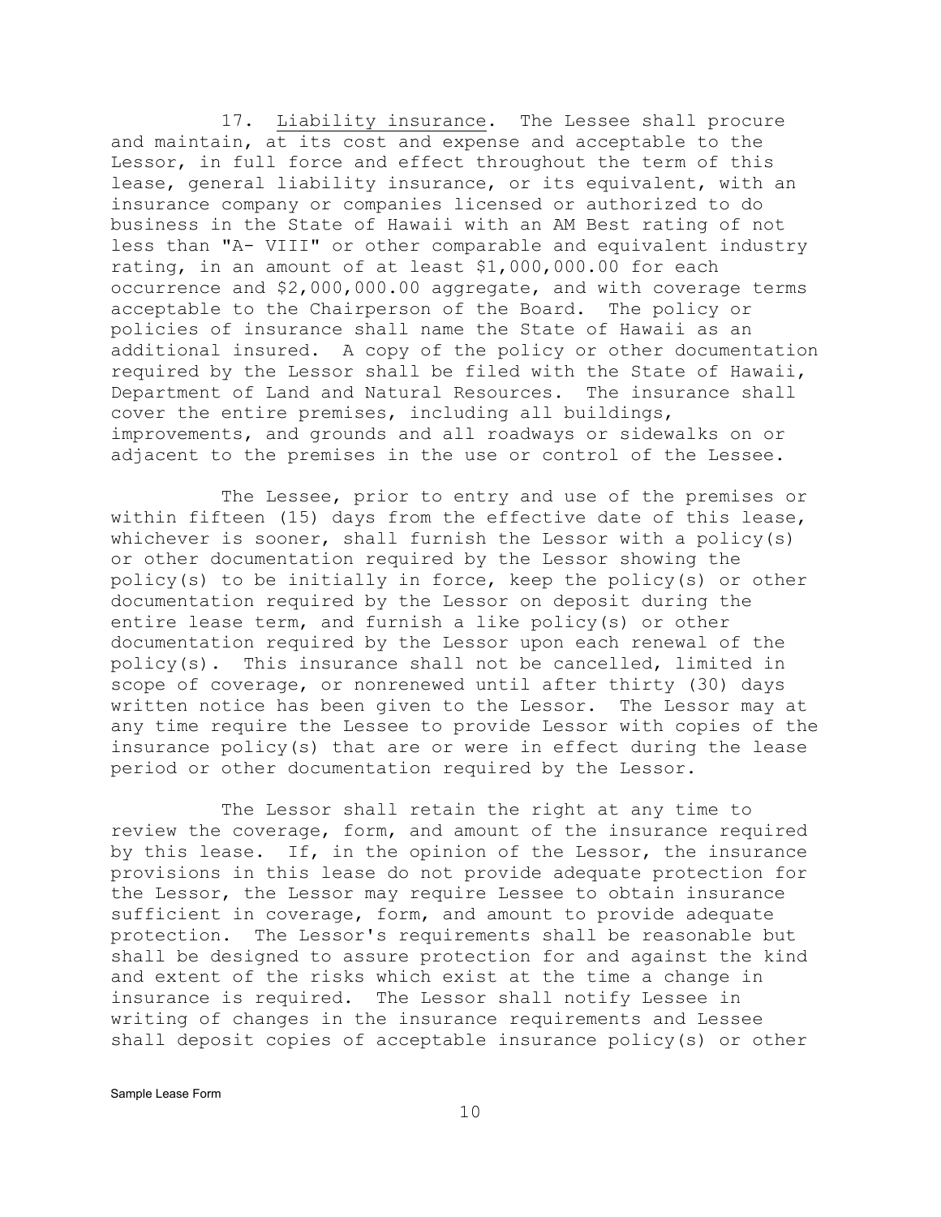17. Liability insurance. The Lessee shall procure and maintain, at its cost and expense and acceptable to the Lessor, in full force and effect throughout the term of this lease, general liability insurance, or its equivalent, with an insurance company or companies licensed or authorized to do business in the State of Hawaii with an AM Best rating of not less than "A- VIII" or other comparable and equivalent industry rating, in an amount of at least $1,000,000.00 for each occurrence and $2,000,000.00 aggregate, and with coverage terms acceptable to the Chairperson of the Board. The policy or policies of insurance shall name the State of Hawaii as an additional insured. A copy of the policy or other documentation required by the Lessor shall be filed with the State of Hawaii, Department of Land and Natural Resources. The insurance shall cover the entire premises, including all buildings, improvements, and grounds and all roadways or sidewalks on or adjacent to the premises in the use or control of the Lessee.

The Lessee, prior to entry and use of the premises or within fifteen (15) days from the effective date of this lease, whichever is sooner, shall furnish the Lessor with a policy(s) or other documentation required by the Lessor showing the policy(s) to be initially in force, keep the policy(s) or other documentation required by the Lessor on deposit during the entire lease term, and furnish a like policy(s) or other documentation required by the Lessor upon each renewal of the policy(s). This insurance shall not be cancelled, limited in scope of coverage, or nonrenewed until after thirty (30) days written notice has been given to the Lessor. The Lessor may at any time require the Lessee to provide Lessor with copies of the insurance policy(s) that are or were in effect during the lease period or other documentation required by the Lessor.

The Lessor shall retain the right at any time to review the coverage, form, and amount of the insurance required by this lease. If, in the opinion of the Lessor, the insurance provisions in this lease do not provide adequate protection for the Lessor, the Lessor may require Lessee to obtain insurance sufficient in coverage, form, and amount to provide adequate protection. The Lessor's requirements shall be reasonable but shall be designed to assure protection for and against the kind and extent of the risks which exist at the time a change in insurance is required. The Lessor shall notify Lessee in writing of changes in the insurance requirements and Lessee shall deposit copies of acceptable insurance policy(s) or other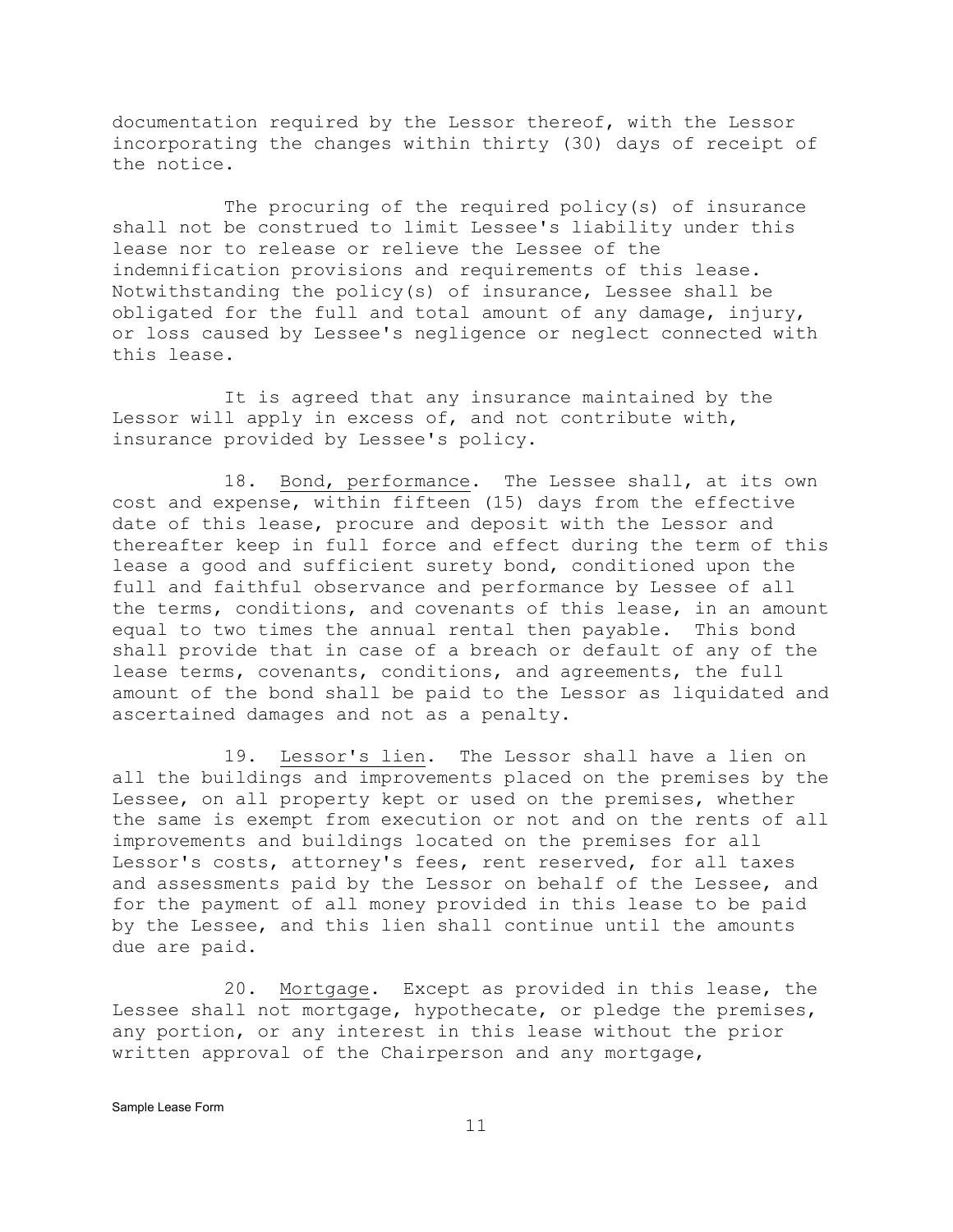documentation required by the Lessor thereof, with the Lessor incorporating the changes within thirty (30) days of receipt of the notice.

The procuring of the required policy(s) of insurance shall not be construed to limit Lessee's liability under this lease nor to release or relieve the Lessee of the indemnification provisions and requirements of this lease. Notwithstanding the policy(s) of insurance, Lessee shall be obligated for the full and total amount of any damage, injury, or loss caused by Lessee's negligence or neglect connected with this lease.

It is agreed that any insurance maintained by the Lessor will apply in excess of, and not contribute with, insurance provided by Lessee's policy.

18. Bond, performance. The Lessee shall, at its own cost and expense, within fifteen (15) days from the effective date of this lease, procure and deposit with the Lessor and thereafter keep in full force and effect during the term of this lease a good and sufficient surety bond, conditioned upon the full and faithful observance and performance by Lessee of all the terms, conditions, and covenants of this lease, in an amount equal to two times the annual rental then payable. This bond shall provide that in case of a breach or default of any of the lease terms, covenants, conditions, and agreements, the full amount of the bond shall be paid to the Lessor as liquidated and ascertained damages and not as a penalty.

19. Lessor's lien. The Lessor shall have a lien on all the buildings and improvements placed on the premises by the Lessee, on all property kept or used on the premises, whether the same is exempt from execution or not and on the rents of all improvements and buildings located on the premises for all Lessor's costs, attorney's fees, rent reserved, for all taxes and assessments paid by the Lessor on behalf of the Lessee, and for the payment of all money provided in this lease to be paid by the Lessee, and this lien shall continue until the amounts due are paid.

20. Mortgage. Except as provided in this lease, the Lessee shall not mortgage, hypothecate, or pledge the premises, any portion, or any interest in this lease without the prior written approval of the Chairperson and any mortgage,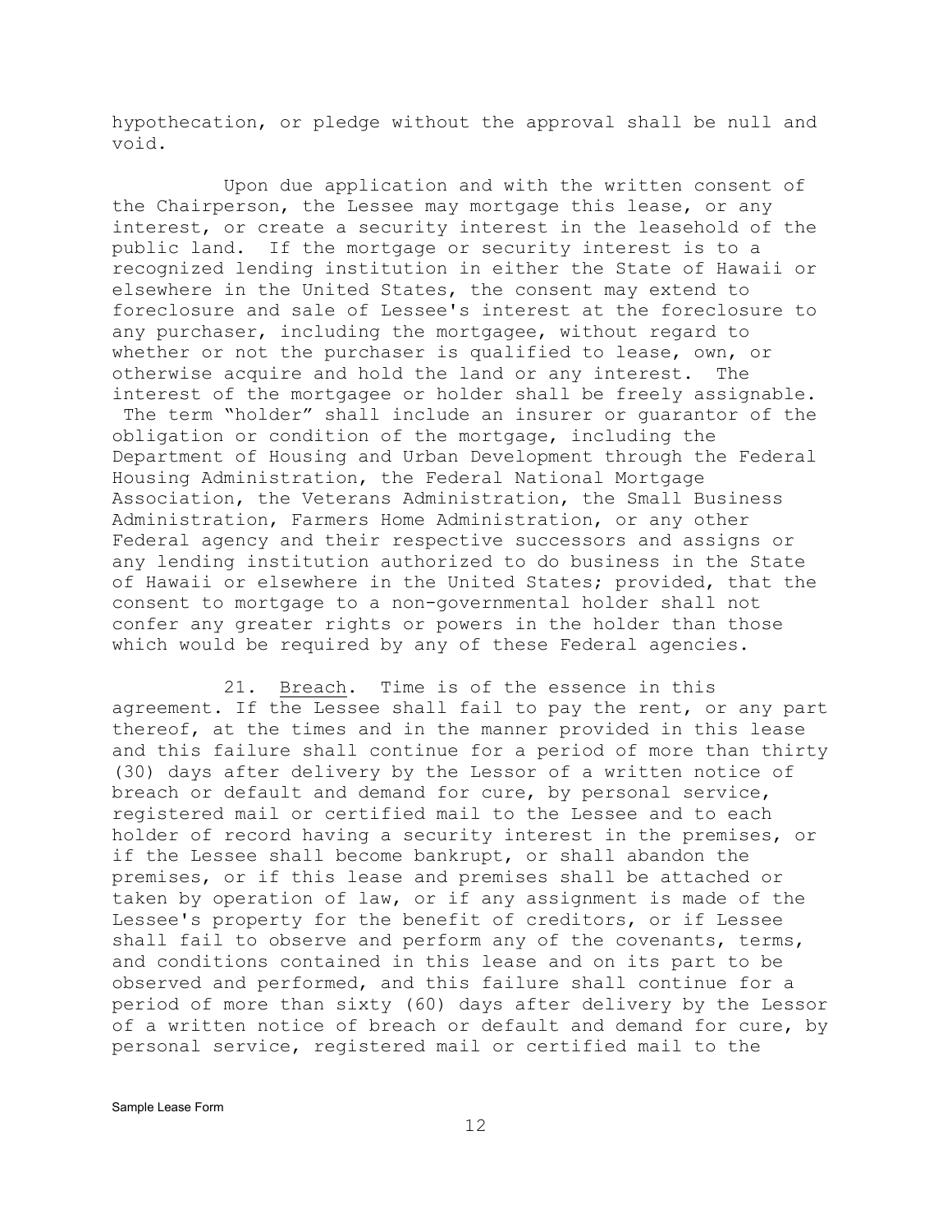hypothecation, or pledge without the approval shall be null and void.

Upon due application and with the written consent of the Chairperson, the Lessee may mortgage this lease, or any interest, or create a security interest in the leasehold of the public land. If the mortgage or security interest is to a recognized lending institution in either the State of Hawaii or elsewhere in the United States, the consent may extend to foreclosure and sale of Lessee's interest at the foreclosure to any purchaser, including the mortgagee, without regard to whether or not the purchaser is qualified to lease, own, or otherwise acquire and hold the land or any interest. The interest of the mortgagee or holder shall be freely assignable. The term "holder" shall include an insurer or guarantor of the obligation or condition of the mortgage, including the Department of Housing and Urban Development through the Federal Housing Administration, the Federal National Mortgage Association, the Veterans Administration, the Small Business Administration, Farmers Home Administration, or any other Federal agency and their respective successors and assigns or any lending institution authorized to do business in the State of Hawaii or elsewhere in the United States; provided, that the consent to mortgage to a non-governmental holder shall not confer any greater rights or powers in the holder than those which would be required by any of these Federal agencies.

21. Breach. Time is of the essence in this agreement. If the Lessee shall fail to pay the rent, or any part thereof, at the times and in the manner provided in this lease and this failure shall continue for a period of more than thirty (30) days after delivery by the Lessor of a written notice of breach or default and demand for cure, by personal service, registered mail or certified mail to the Lessee and to each holder of record having a security interest in the premises, or if the Lessee shall become bankrupt, or shall abandon the premises, or if this lease and premises shall be attached or taken by operation of law, or if any assignment is made of the Lessee's property for the benefit of creditors, or if Lessee shall fail to observe and perform any of the covenants, terms, and conditions contained in this lease and on its part to be observed and performed, and this failure shall continue for a period of more than sixty (60) days after delivery by the Lessor of a written notice of breach or default and demand for cure, by personal service, registered mail or certified mail to the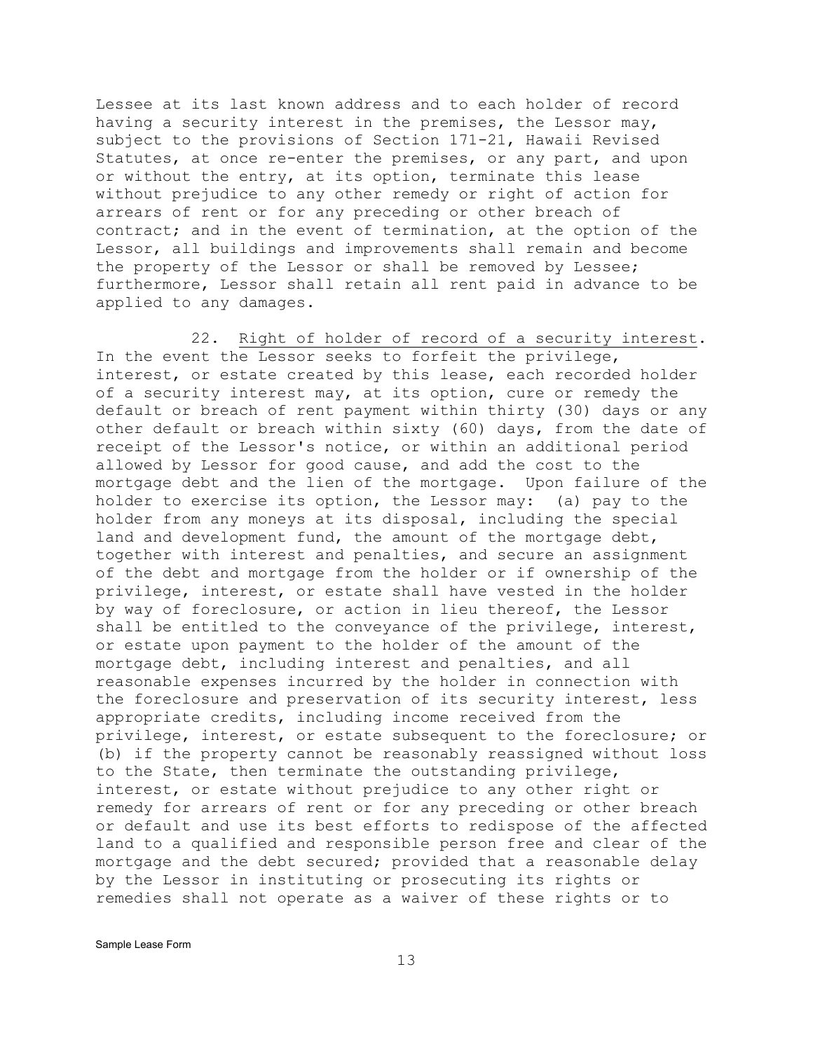Lessee at its last known address and to each holder of record having a security interest in the premises, the Lessor may, subject to the provisions of Section 171-21, Hawaii Revised Statutes, at once re-enter the premises, or any part, and upon or without the entry, at its option, terminate this lease without prejudice to any other remedy or right of action for arrears of rent or for any preceding or other breach of contract; and in the event of termination, at the option of the Lessor, all buildings and improvements shall remain and become the property of the Lessor or shall be removed by Lessee; furthermore, Lessor shall retain all rent paid in advance to be applied to any damages.

22. Right of holder of record of a security interest. In the event the Lessor seeks to forfeit the privilege, interest, or estate created by this lease, each recorded holder of a security interest may, at its option, cure or remedy the default or breach of rent payment within thirty (30) days or any other default or breach within sixty (60) days, from the date of receipt of the Lessor's notice, or within an additional period allowed by Lessor for good cause, and add the cost to the mortgage debt and the lien of the mortgage. Upon failure of the holder to exercise its option, the Lessor may: (a) pay to the holder from any moneys at its disposal, including the special land and development fund, the amount of the mortgage debt, together with interest and penalties, and secure an assignment of the debt and mortgage from the holder or if ownership of the privilege, interest, or estate shall have vested in the holder by way of foreclosure, or action in lieu thereof, the Lessor shall be entitled to the conveyance of the privilege, interest, or estate upon payment to the holder of the amount of the mortgage debt, including interest and penalties, and all reasonable expenses incurred by the holder in connection with the foreclosure and preservation of its security interest, less appropriate credits, including income received from the privilege, interest, or estate subsequent to the foreclosure; or (b) if the property cannot be reasonably reassigned without loss to the State, then terminate the outstanding privilege, interest, or estate without prejudice to any other right or remedy for arrears of rent or for any preceding or other breach or default and use its best efforts to redispose of the affected land to a qualified and responsible person free and clear of the mortgage and the debt secured; provided that a reasonable delay by the Lessor in instituting or prosecuting its rights or remedies shall not operate as a waiver of these rights or to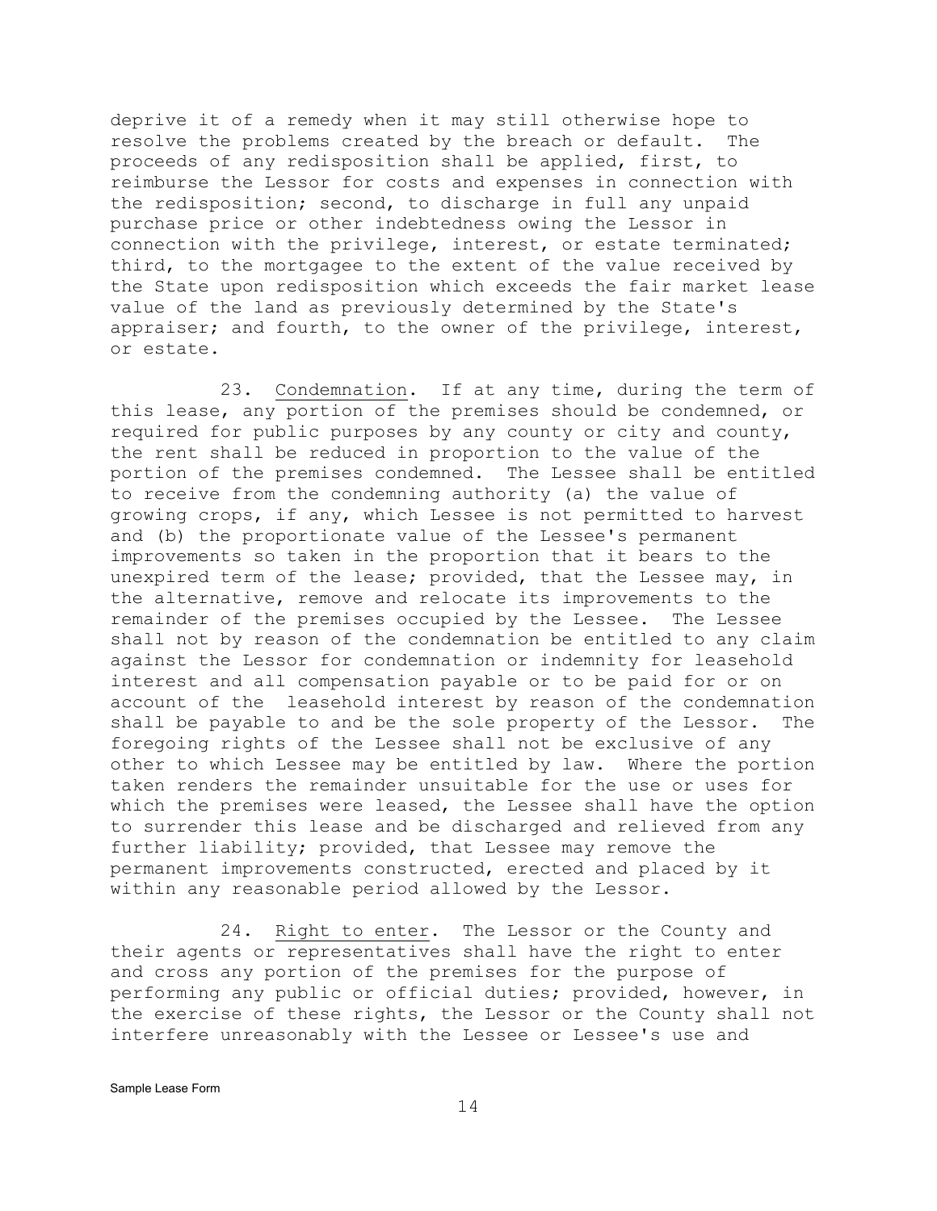deprive it of a remedy when it may still otherwise hope to resolve the problems created by the breach or default. The proceeds of any redisposition shall be applied, first, to reimburse the Lessor for costs and expenses in connection with the redisposition; second, to discharge in full any unpaid purchase price or other indebtedness owing the Lessor in connection with the privilege, interest, or estate terminated; third, to the mortgagee to the extent of the value received by the State upon redisposition which exceeds the fair market lease value of the land as previously determined by the State's appraiser; and fourth, to the owner of the privilege, interest, or estate.

23. Condemnation. If at any time, during the term of this lease, any portion of the premises should be condemned, or required for public purposes by any county or city and county, the rent shall be reduced in proportion to the value of the portion of the premises condemned. The Lessee shall be entitled to receive from the condemning authority (a) the value of growing crops, if any, which Lessee is not permitted to harvest and (b) the proportionate value of the Lessee's permanent improvements so taken in the proportion that it bears to the unexpired term of the lease; provided, that the Lessee may, in the alternative, remove and relocate its improvements to the remainder of the premises occupied by the Lessee. The Lessee shall not by reason of the condemnation be entitled to any claim against the Lessor for condemnation or indemnity for leasehold interest and all compensation payable or to be paid for or on account of the leasehold interest by reason of the condemnation shall be payable to and be the sole property of the Lessor. The foregoing rights of the Lessee shall not be exclusive of any other to which Lessee may be entitled by law. Where the portion taken renders the remainder unsuitable for the use or uses for which the premises were leased, the Lessee shall have the option to surrender this lease and be discharged and relieved from any further liability; provided, that Lessee may remove the permanent improvements constructed, erected and placed by it within any reasonable period allowed by the Lessor.

24. Right to enter. The Lessor or the County and their agents or representatives shall have the right to enter and cross any portion of the premises for the purpose of performing any public or official duties; provided, however, in the exercise of these rights, the Lessor or the County shall not interfere unreasonably with the Lessee or Lessee's use and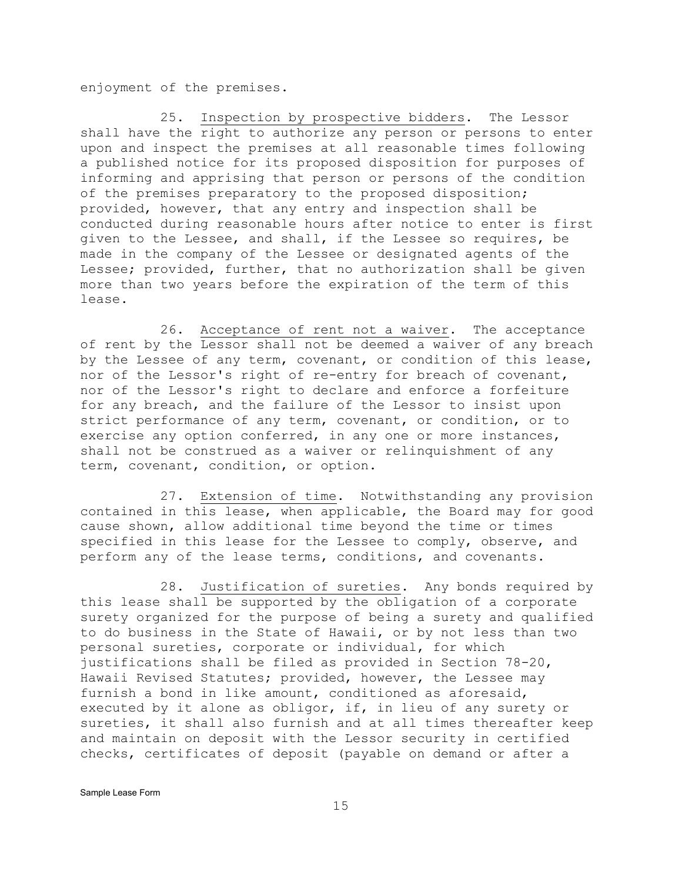enjoyment of the premises.

25. Inspection by prospective bidders. The Lessor shall have the right to authorize any person or persons to enter upon and inspect the premises at all reasonable times following a published notice for its proposed disposition for purposes of informing and apprising that person or persons of the condition of the premises preparatory to the proposed disposition; provided, however, that any entry and inspection shall be conducted during reasonable hours after notice to enter is first given to the Lessee, and shall, if the Lessee so requires, be made in the company of the Lessee or designated agents of the Lessee; provided, further, that no authorization shall be given more than two years before the expiration of the term of this lease.

26. Acceptance of rent not a waiver. The acceptance of rent by the Lessor shall not be deemed a waiver of any breach by the Lessee of any term, covenant, or condition of this lease, nor of the Lessor's right of re-entry for breach of covenant, nor of the Lessor's right to declare and enforce a forfeiture for any breach, and the failure of the Lessor to insist upon strict performance of any term, covenant, or condition, or to exercise any option conferred, in any one or more instances, shall not be construed as a waiver or relinquishment of any term, covenant, condition, or option.

27. Extension of time. Notwithstanding any provision contained in this lease, when applicable, the Board may for good cause shown, allow additional time beyond the time or times specified in this lease for the Lessee to comply, observe, and perform any of the lease terms, conditions, and covenants.

28. Justification of sureties. Any bonds required by this lease shall be supported by the obligation of a corporate surety organized for the purpose of being a surety and qualified to do business in the State of Hawaii, or by not less than two personal sureties, corporate or individual, for which justifications shall be filed as provided in Section 78-20, Hawaii Revised Statutes; provided, however, the Lessee may furnish a bond in like amount, conditioned as aforesaid, executed by it alone as obligor, if, in lieu of any surety or sureties, it shall also furnish and at all times thereafter keep and maintain on deposit with the Lessor security in certified checks, certificates of deposit (payable on demand or after a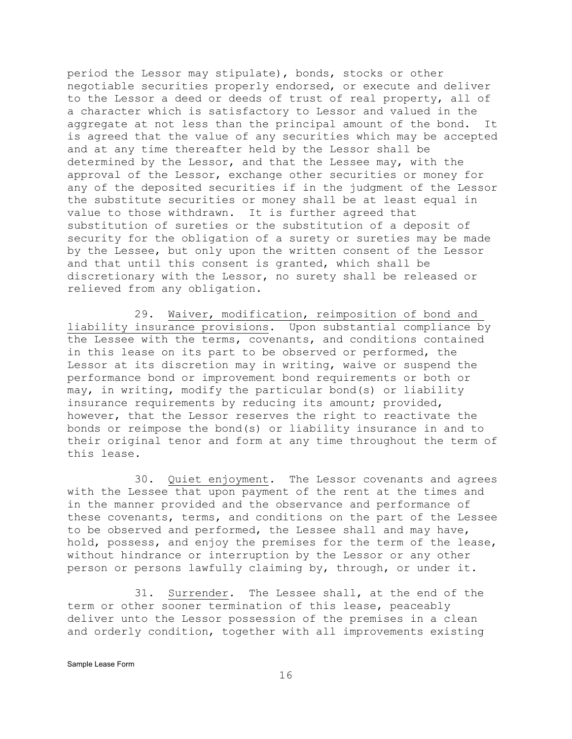period the Lessor may stipulate), bonds, stocks or other negotiable securities properly endorsed, or execute and deliver to the Lessor a deed or deeds of trust of real property, all of a character which is satisfactory to Lessor and valued in the aggregate at not less than the principal amount of the bond. It is agreed that the value of any securities which may be accepted and at any time thereafter held by the Lessor shall be determined by the Lessor, and that the Lessee may, with the approval of the Lessor, exchange other securities or money for any of the deposited securities if in the judgment of the Lessor the substitute securities or money shall be at least equal in value to those withdrawn. It is further agreed that substitution of sureties or the substitution of a deposit of security for the obligation of a surety or sureties may be made by the Lessee, but only upon the written consent of the Lessor and that until this consent is granted, which shall be discretionary with the Lessor, no surety shall be released or relieved from any obligation.

29. Waiver, modification, reimposition of bond and liability insurance provisions. Upon substantial compliance by the Lessee with the terms, covenants, and conditions contained in this lease on its part to be observed or performed, the Lessor at its discretion may in writing, waive or suspend the performance bond or improvement bond requirements or both or may, in writing, modify the particular bond(s) or liability insurance requirements by reducing its amount; provided, however, that the Lessor reserves the right to reactivate the bonds or reimpose the bond(s) or liability insurance in and to their original tenor and form at any time throughout the term of this lease.

30. Quiet enjoyment. The Lessor covenants and agrees with the Lessee that upon payment of the rent at the times and in the manner provided and the observance and performance of these covenants, terms, and conditions on the part of the Lessee to be observed and performed, the Lessee shall and may have, hold, possess, and enjoy the premises for the term of the lease, without hindrance or interruption by the Lessor or any other person or persons lawfully claiming by, through, or under it.

31. Surrender. The Lessee shall, at the end of the term or other sooner termination of this lease, peaceably deliver unto the Lessor possession of the premises in a clean and orderly condition, together with all improvements existing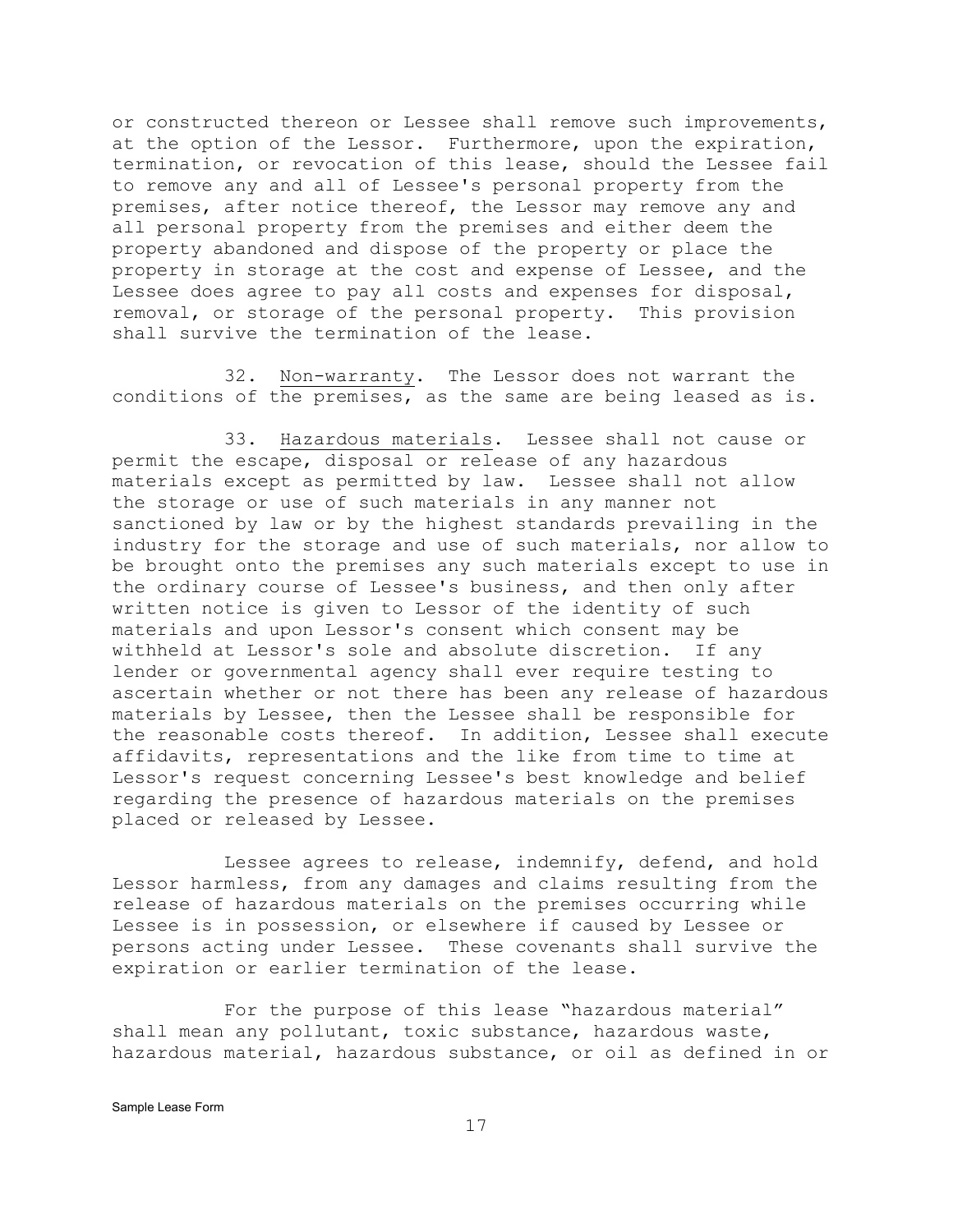or constructed thereon or Lessee shall remove such improvements, at the option of the Lessor. Furthermore, upon the expiration, termination, or revocation of this lease, should the Lessee fail to remove any and all of Lessee's personal property from the premises, after notice thereof, the Lessor may remove any and all personal property from the premises and either deem the property abandoned and dispose of the property or place the property in storage at the cost and expense of Lessee, and the Lessee does agree to pay all costs and expenses for disposal, removal, or storage of the personal property. This provision shall survive the termination of the lease.

32. Non-warranty. The Lessor does not warrant the conditions of the premises, as the same are being leased as is.

33. Hazardous materials. Lessee shall not cause or permit the escape, disposal or release of any hazardous materials except as permitted by law. Lessee shall not allow the storage or use of such materials in any manner not sanctioned by law or by the highest standards prevailing in the industry for the storage and use of such materials, nor allow to be brought onto the premises any such materials except to use in the ordinary course of Lessee's business, and then only after written notice is given to Lessor of the identity of such materials and upon Lessor's consent which consent may be withheld at Lessor's sole and absolute discretion. If any lender or governmental agency shall ever require testing to ascertain whether or not there has been any release of hazardous materials by Lessee, then the Lessee shall be responsible for the reasonable costs thereof. In addition, Lessee shall execute affidavits, representations and the like from time to time at Lessor's request concerning Lessee's best knowledge and belief regarding the presence of hazardous materials on the premises placed or released by Lessee.

Lessee agrees to release, indemnify, defend, and hold Lessor harmless, from any damages and claims resulting from the release of hazardous materials on the premises occurring while Lessee is in possession, or elsewhere if caused by Lessee or persons acting under Lessee. These covenants shall survive the expiration or earlier termination of the lease.

For the purpose of this lease "hazardous material" shall mean any pollutant, toxic substance, hazardous waste, hazardous material, hazardous substance, or oil as defined in or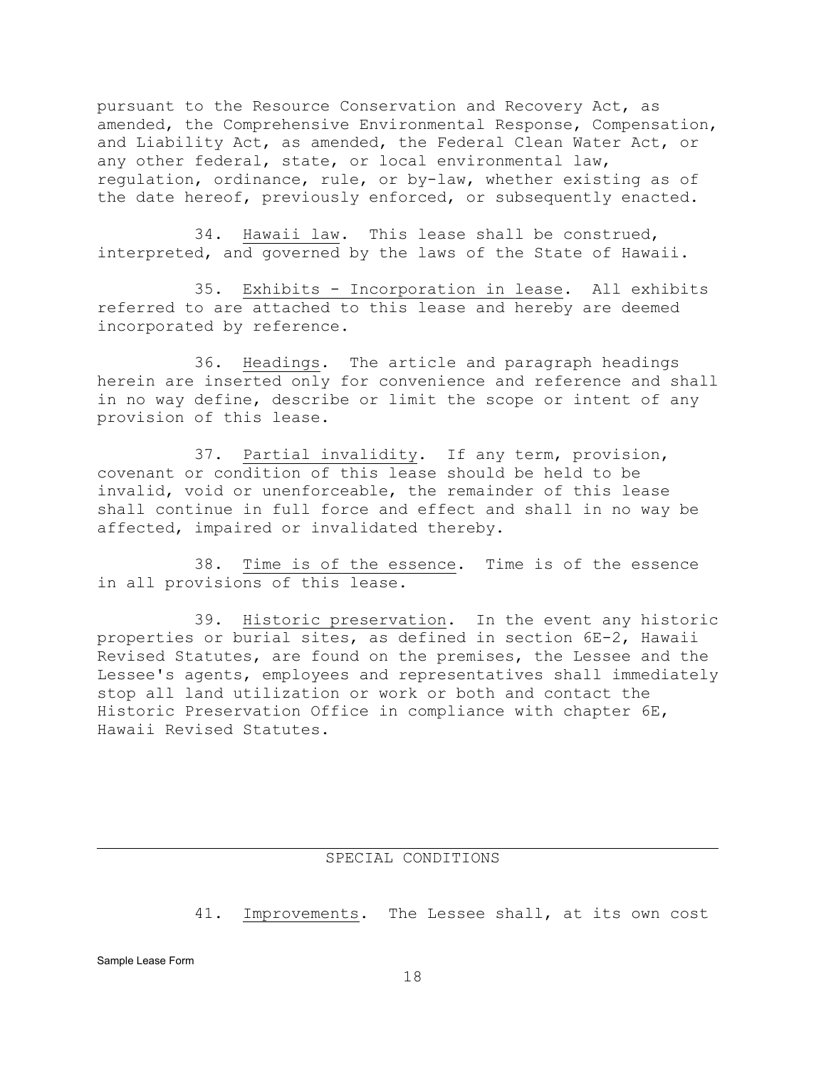pursuant to the Resource Conservation and Recovery Act, as amended, the Comprehensive Environmental Response, Compensation, and Liability Act, as amended, the Federal Clean Water Act, or any other federal, state, or local environmental law, regulation, ordinance, rule, or by-law, whether existing as of the date hereof, previously enforced, or subsequently enacted.

34. Hawaii law. This lease shall be construed, interpreted, and governed by the laws of the State of Hawaii.

35. Exhibits - Incorporation in lease. All exhibits referred to are attached to this lease and hereby are deemed incorporated by reference.

36. Headings. The article and paragraph headings herein are inserted only for convenience and reference and shall in no way define, describe or limit the scope or intent of any provision of this lease.

37. Partial invalidity. If any term, provision, covenant or condition of this lease should be held to be invalid, void or unenforceable, the remainder of this lease shall continue in full force and effect and shall in no way be affected, impaired or invalidated thereby.

38. Time is of the essence. Time is of the essence in all provisions of this lease.

39. Historic preservation. In the event any historic properties or burial sites, as defined in section 6E-2, Hawaii Revised Statutes, are found on the premises, the Lessee and the Lessee's agents, employees and representatives shall immediately stop all land utilization or work or both and contact the Historic Preservation Office in compliance with chapter 6E, Hawaii Revised Statutes.

---

## SPECIAL CONDITIONS

41. Improvements. The Lessee shall, at its own cost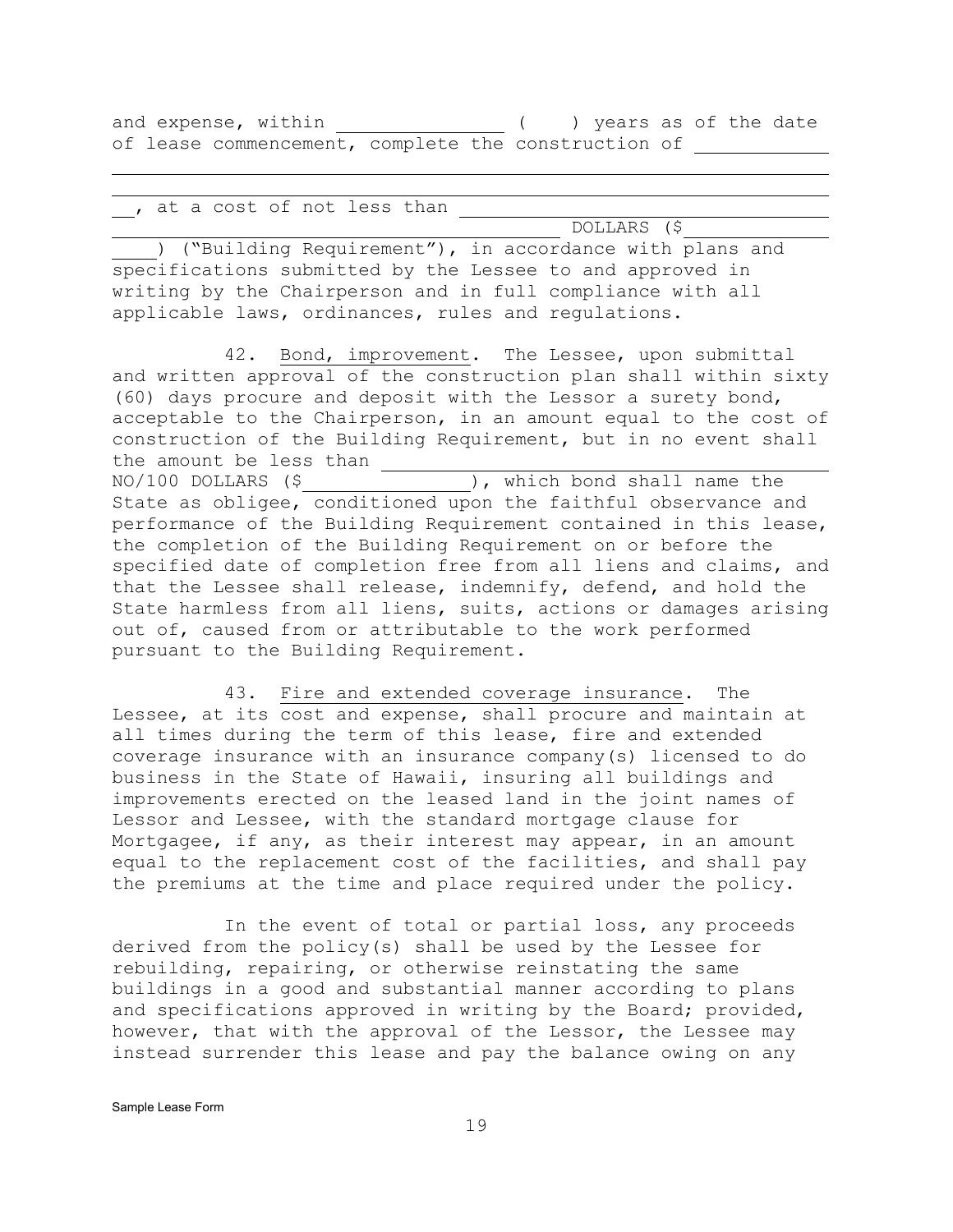and expense, within _______________ (   ) years as of the date of lease commencement, complete the construction of _____________

______________________________________________________________

__, at a cost of not less than ________________________________ _________________________________________ DOLLARS ($____________ ____) ("Building Requirement"), in accordance with plans and specifications submitted by the Lessee to and approved in writing by the Chairperson and in full compliance with all applicable laws, ordinances, rules and regulations.

42. Bond, improvement. The Lessee, upon submittal and written approval of the construction plan shall within sixty (60) days procure and deposit with the Lessor a surety bond, acceptable to the Chairperson, in an amount equal to the cost of construction of the Building Requirement, but in no event shall the amount be less than ________________________________ NO/100 DOLLARS ($________________), which bond shall name the State as obligee, conditioned upon the faithful observance and performance of the Building Requirement contained in this lease, the completion of the Building Requirement on or before the specified date of completion free from all liens and claims, and that the Lessee shall release, indemnify, defend, and hold the State harmless from all liens, suits, actions or damages arising out of, caused from or attributable to the work performed pursuant to the Building Requirement.

43. Fire and extended coverage insurance. The Lessee, at its cost and expense, shall procure and maintain at all times during the term of this lease, fire and extended coverage insurance with an insurance company(s) licensed to do business in the State of Hawaii, insuring all buildings and improvements erected on the leased land in the joint names of Lessor and Lessee, with the standard mortgage clause for Mortgagee, if any, as their interest may appear, in an amount equal to the replacement cost of the facilities, and shall pay the premiums at the time and place required under the policy.

In the event of total or partial loss, any proceeds derived from the policy(s) shall be used by the Lessee for rebuilding, repairing, or otherwise reinstating the same buildings in a good and substantial manner according to plans and specifications approved in writing by the Board; provided, however, that with the approval of the Lessor, the Lessee may instead surrender this lease and pay the balance owing on any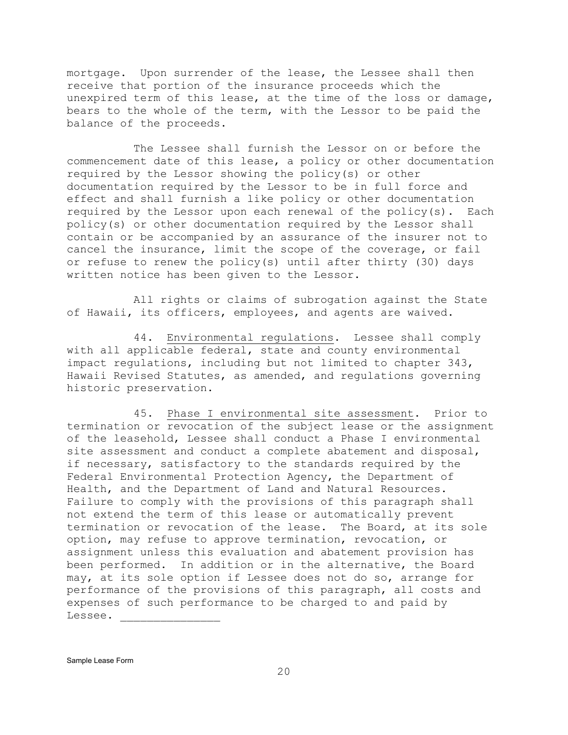mortgage. Upon surrender of the lease, the Lessee shall then receive that portion of the insurance proceeds which the unexpired term of this lease, at the time of the loss or damage, bears to the whole of the term, with the Lessor to be paid the balance of the proceeds.

The Lessee shall furnish the Lessor on or before the commencement date of this lease, a policy or other documentation required by the Lessor showing the policy(s) or other documentation required by the Lessor to be in full force and effect and shall furnish a like policy or other documentation required by the Lessor upon each renewal of the policy(s). Each policy(s) or other documentation required by the Lessor shall contain or be accompanied by an assurance of the insurer not to cancel the insurance, limit the scope of the coverage, or fail or refuse to renew the policy(s) until after thirty (30) days written notice has been given to the Lessor.

All rights or claims of subrogation against the State of Hawaii, its officers, employees, and agents are waived.

44. Environmental regulations. Lessee shall comply with all applicable federal, state and county environmental impact regulations, including but not limited to chapter 343, Hawaii Revised Statutes, as amended, and regulations governing historic preservation.

45. Phase I environmental site assessment. Prior to termination or revocation of the subject lease or the assignment of the leasehold, Lessee shall conduct a Phase I environmental site assessment and conduct a complete abatement and disposal, if necessary, satisfactory to the standards required by the Federal Environmental Protection Agency, the Department of Health, and the Department of Land and Natural Resources. Failure to comply with the provisions of this paragraph shall not extend the term of this lease or automatically prevent termination or revocation of the lease. The Board, at its sole option, may refuse to approve termination, revocation, or assignment unless this evaluation and abatement provision has been performed. In addition or in the alternative, the Board may, at its sole option if Lessee does not do so, arrange for performance of the provisions of this paragraph, all costs and expenses of such performance to be charged to and paid by Lessee. _______________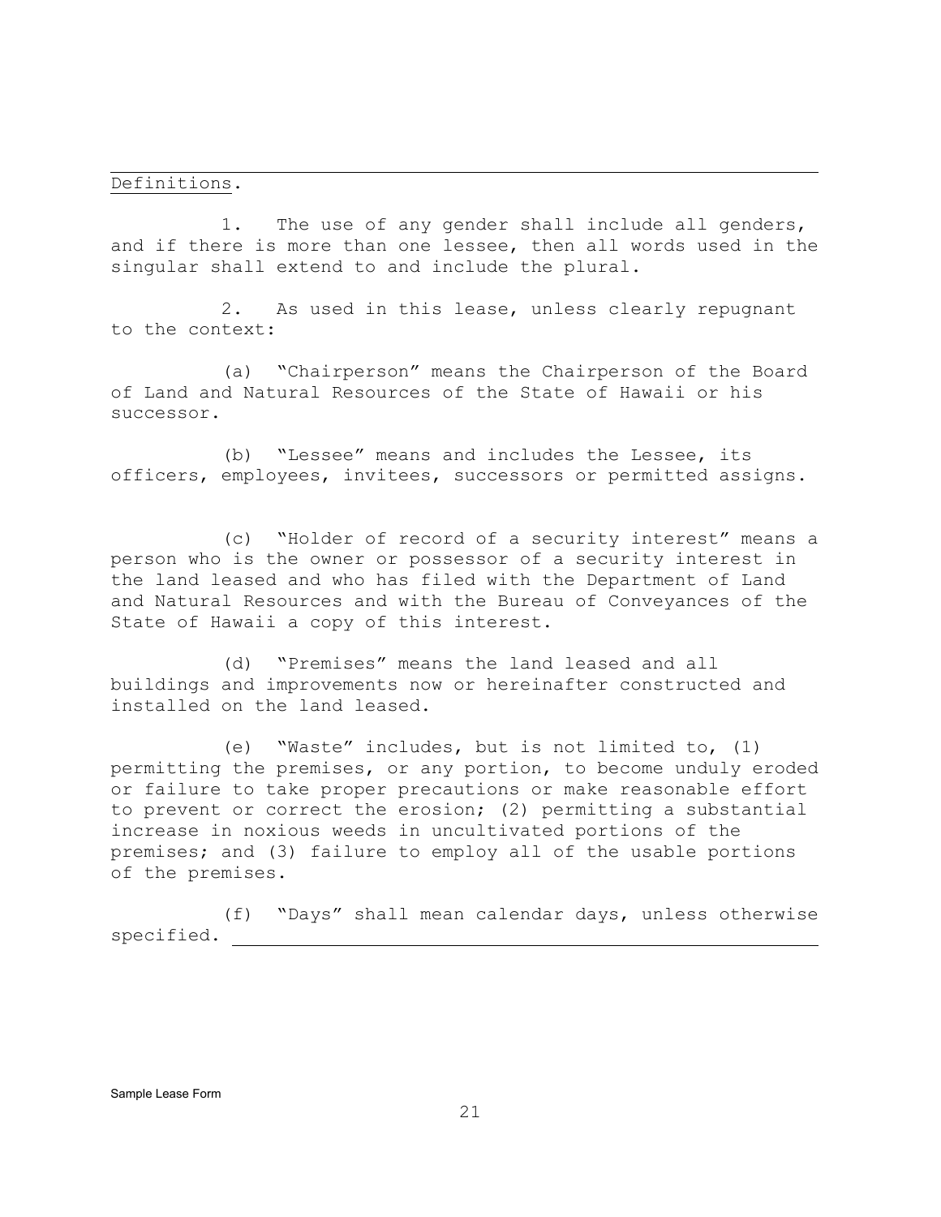Definitions.

1. The use of any gender shall include all genders, and if there is more than one lessee, then all words used in the singular shall extend to and include the plural.

2. As used in this lease, unless clearly repugnant to the context:

(a) "Chairperson" means the Chairperson of the Board of Land and Natural Resources of the State of Hawaii or his successor.

(b) "Lessee" means and includes the Lessee, its officers, employees, invitees, successors or permitted assigns.

(c) "Holder of record of a security interest" means a person who is the owner or possessor of a security interest in the land leased and who has filed with the Department of Land and Natural Resources and with the Bureau of Conveyances of the State of Hawaii a copy of this interest.

(d) "Premises" means the land leased and all buildings and improvements now or hereinafter constructed and installed on the land leased.

(e) "Waste" includes, but is not limited to, (1) permitting the premises, or any portion, to become unduly eroded or failure to take proper precautions or make reasonable effort to prevent or correct the erosion; (2) permitting a substantial increase in noxious weeds in uncultivated portions of the premises; and (3) failure to employ all of the usable portions of the premises.

(f) "Days" shall mean calendar days, unless otherwise specified.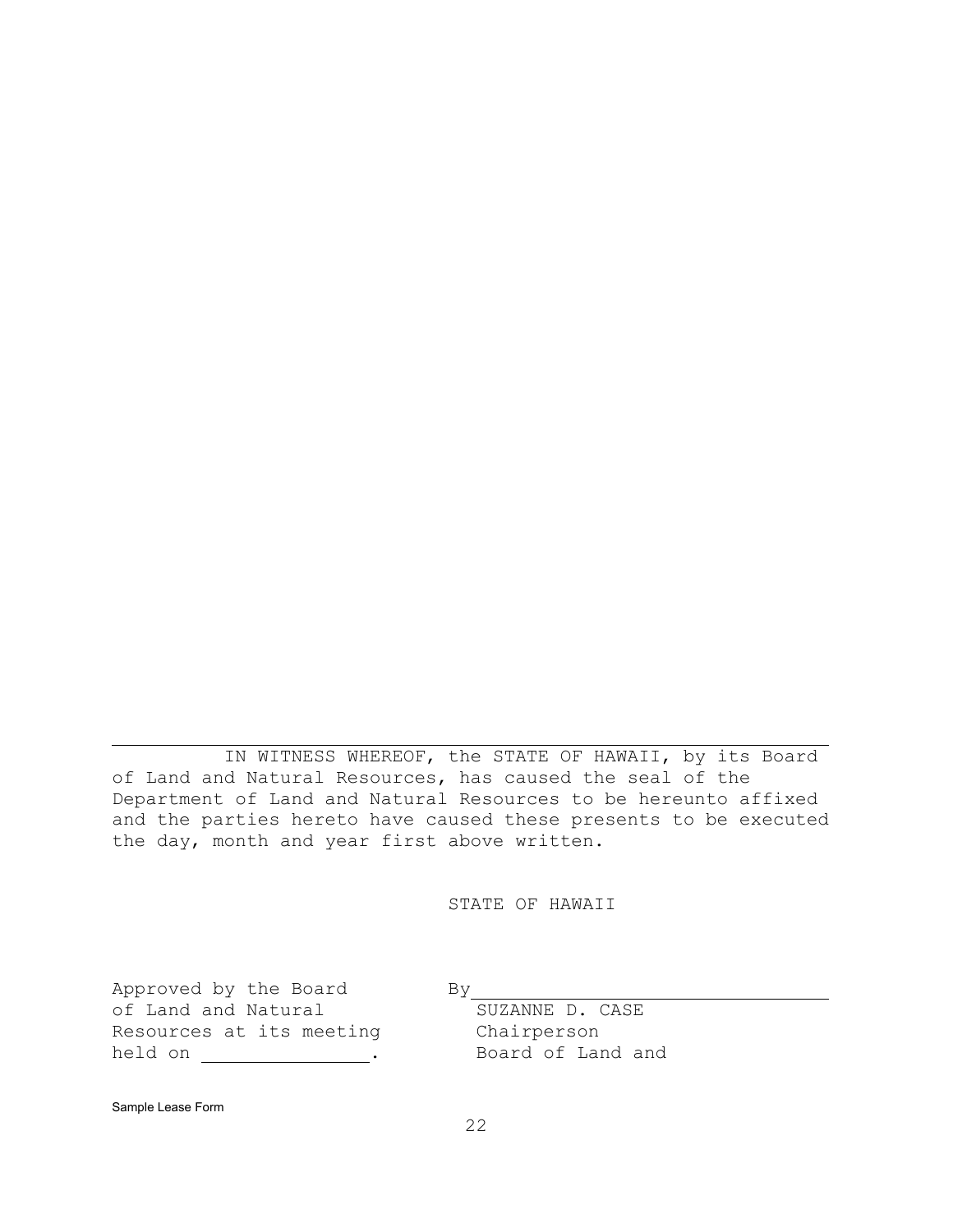---

IN WITNESS WHEREOF, the STATE OF HAWAII, by its Board of Land and Natural Resources, has caused the seal of the Department of Land and Natural Resources to be hereunto affixed and the parties hereto have caused these presents to be executed the day, month and year first above written.

STATE OF HAWAII

Approved by the Board of Land and Natural Resources at its meeting held on ________________.

By ________________________________
SUZANNE D. CASE
Chairperson
Board of Land and

Sample Lease Form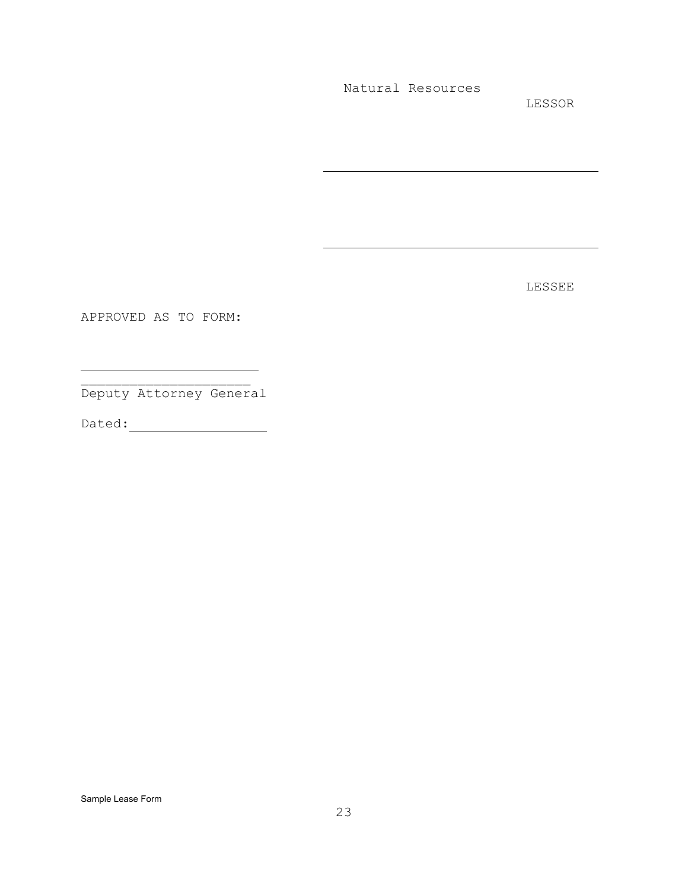Natural Resources

LESSOR

\_\_\_\_\_\_\_\_\_\_\_\_\_\_\_\_\_\_\_\_\_\_\_\_\_\_\_\_\_\_\_\_\_\_\_\_

\_\_\_\_\_\_\_\_\_\_\_\_\_\_\_\_\_\_\_\_\_\_\_\_\_\_\_\_\_\_\_\_\_\_\_\_

LESSEE

APPROVED AS TO FORM:

\_\_\_\_\_\_\_\_\_\_\_\_\_\_\_\_\_\_\_\_\_\_\_\_

\_\_\_\_\_\_\_\_\_\_\_\_\_\_\_\_\_\_\_\_\_\_

Deputy Attorney General

Dated: \_\_\_\_\_\_\_\_\_\_\_\_\_\_\_\_\_\_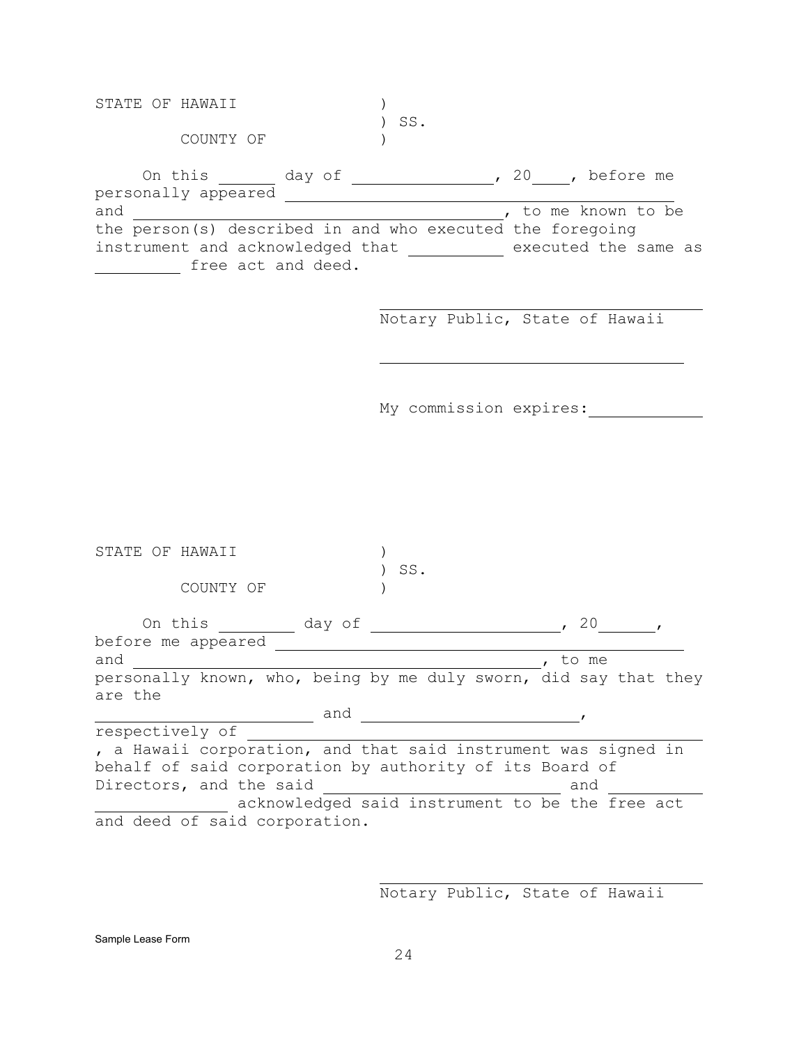STATE OF HAWAII )
) SS.
COUNTY OF )

On this ______ day of ______________, 20____, before me personally appeared ________________________________________ and ________________________________________, to me known to be the person(s) described in and who executed the foregoing instrument and acknowledged that __________ executed the same as __________ free act and deed.

________________________________
Notary Public, State of Hawaii

________________________________

My commission expires: ____________

STATE OF HAWAII )
) SS.
COUNTY OF )

On this ________ day of ____________________, 20______, before me appeared ________________________________________ and ________________________________________, to me personally known, who, being by me duly sworn, did say that they are the ________________________ and ________________________, respectively of ________________________________________, a Hawaii corporation, and that said instrument was signed in behalf of said corporation by authority of its Board of Directors, and the said __________________________ and ________________________ acknowledged said instrument to be the free act and deed of said corporation.

________________________________
Notary Public, State of Hawaii

Sample Lease Form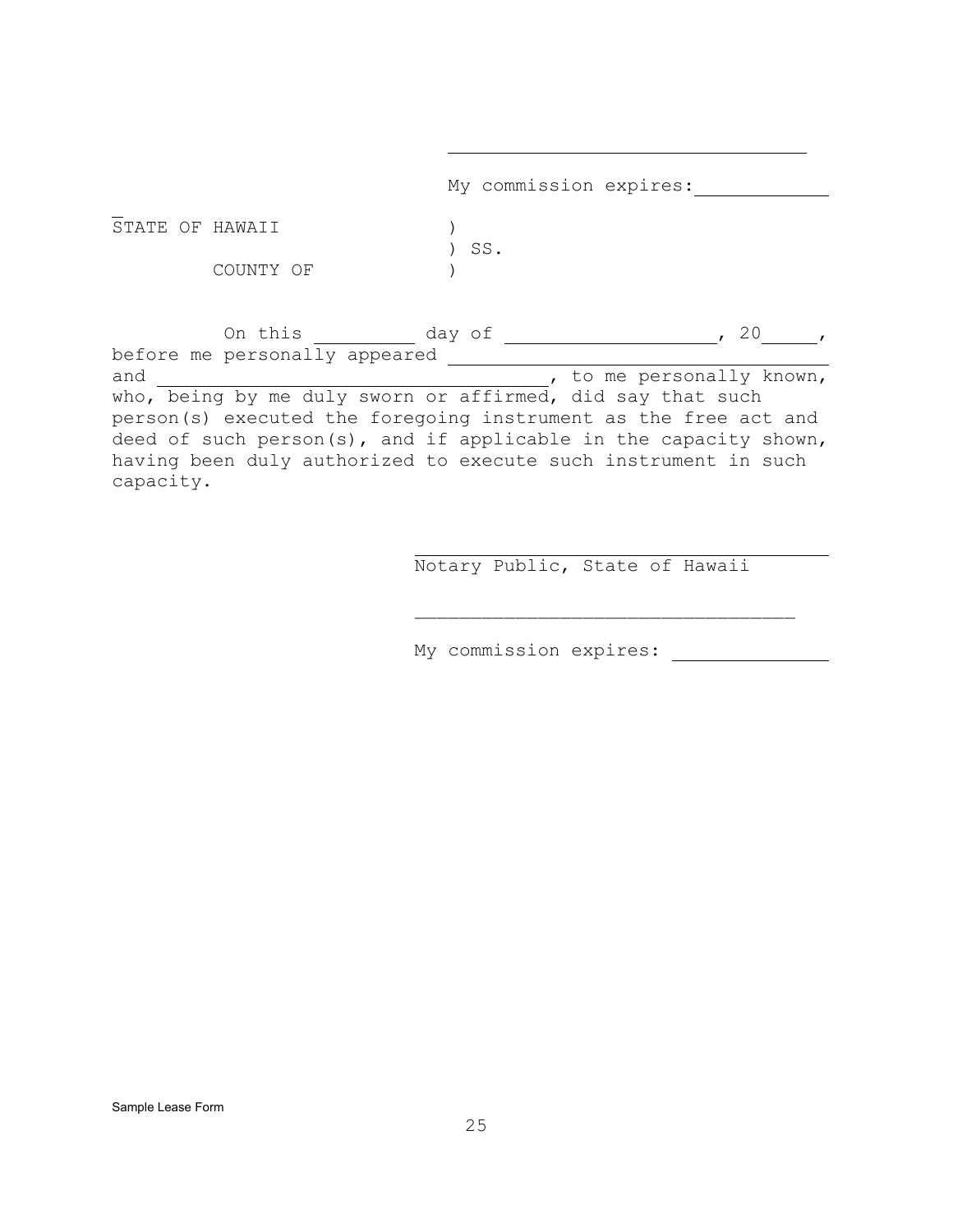\_\_\_\_\_\_\_\_\_\_\_\_\_\_\_\_\_\_\_\_\_\_\_\_\_\_\_\_\_\_\_\_\_\_\_\_

My commission expires: \_\_\_\_\_\_\_\_\_\_\_\_

STATE OF HAWAII )
) SS.
COUNTY OF )

On this \_\_\_\_\_\_\_\_\_ day of \_\_\_\_\_\_\_\_\_\_\_\_\_\_\_\_\_\_\_, 20\_\_\_\_\_, before me personally appeared \_\_\_\_\_\_\_\_\_\_\_\_\_\_\_\_\_\_\_\_\_\_\_\_\_\_\_\_\_\_\_\_\_\_\_\_ and \_\_\_\_\_\_\_\_\_\_\_\_\_\_\_\_\_\_\_\_\_\_\_\_\_\_\_\_\_\_\_\_\_\_\_\_, to me personally known, who, being by me duly sworn or affirmed, did say that such person(s) executed the foregoing instrument as the free act and deed of such person(s), and if applicable in the capacity shown, having been duly authorized to execute such instrument in such capacity.

\_\_\_\_\_\_\_\_\_\_\_\_\_\_\_\_\_\_\_\_\_\_\_\_\_\_\_\_\_\_\_\_\_\_\_\_

Notary Public, State of Hawaii

\_\_\_\_\_\_\_\_\_\_\_\_\_\_\_\_\_\_\_\_\_\_\_\_\_\_\_\_\_\_\_\_\_\_\_\_

My commission expires: \_\_\_\_\_\_\_\_\_\_\_\_\_\_